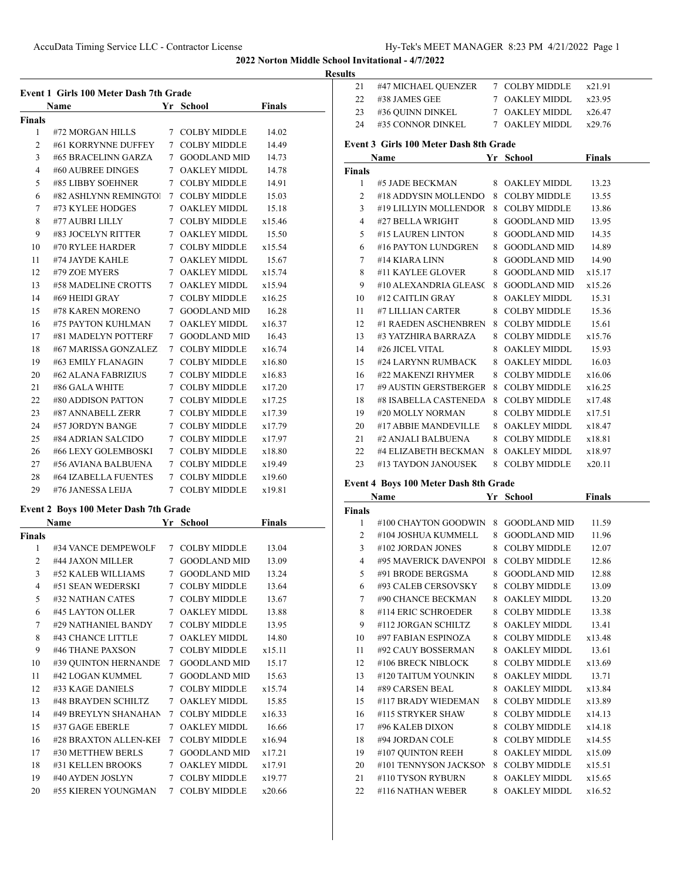## 2022 Norton Middle School Invitational - 4/7/2022

### Results

#### Event 1 Girls 100 Meter Dash 7th Grade

| | Name | Yr | School | Finals |
|---|---|---|---|---|
| **Finals** | | | | |
| 1 | #72 MORGAN HILLS | 7 | COLBY MIDDLE | 14.02 |
| 2 | #61 KORRYNNE DUFFEY | 7 | COLBY MIDDLE | 14.49 |
| 3 | #65 BRACELINN GARZA | 7 | GOODLAND MID | 14.73 |
| 4 | #60 AUBREE DINGES | 7 | OAKLEY MIDDL | 14.78 |
| 5 | #85 LIBBY SOEHNER | 7 | COLBY MIDDLE | 14.91 |
| 6 | #82 ASHLYNN REMINGTOI | 7 | COLBY MIDDLE | 15.03 |
| 7 | #73 KYLEE HODGES | 7 | OAKLEY MIDDL | 15.18 |
| 8 | #77 AUBRI LILLY | 7 | COLBY MIDDLE | x15.46 |
| 9 | #83 JOCELYN RITTER | 7 | OAKLEY MIDDL | 15.50 |
| 10 | #70 RYLEE HARDER | 7 | COLBY MIDDLE | x15.54 |
| 11 | #74 JAYDE KAHLE | 7 | OAKLEY MIDDL | 15.67 |
| 12 | #79 ZOE MYERS | 7 | OAKLEY MIDDL | x15.74 |
| 13 | #58 MADELINE CROTTS | 7 | OAKLEY MIDDL | x15.94 |
| 14 | #69 HEIDI GRAY | 7 | COLBY MIDDLE | x16.25 |
| 15 | #78 KAREN MORENO | 7 | GOODLAND MID | 16.28 |
| 16 | #75 PAYTON KUHLMAN | 7 | OAKLEY MIDDL | x16.37 |
| 17 | #81 MADELYN POTTERF | 7 | GOODLAND MID | 16.43 |
| 18 | #67 MARISSA GONZALEZ | 7 | COLBY MIDDLE | x16.74 |
| 19 | #63 EMILY FLANAGIN | 7 | COLBY MIDDLE | x16.80 |
| 20 | #62 ALANA FABRIZIUS | 7 | COLBY MIDDLE | x16.83 |
| 21 | #86 GALA WHITE | 7 | COLBY MIDDLE | x17.20 |
| 22 | #80 ADDISON PATTON | 7 | COLBY MIDDLE | x17.25 |
| 23 | #87 ANNABELL ZERR | 7 | COLBY MIDDLE | x17.39 |
| 24 | #57 JORDYN BANGE | 7 | COLBY MIDDLE | x17.79 |
| 25 | #84 ADRIAN SALCIDO | 7 | COLBY MIDDLE | x17.97 |
| 26 | #66 LEXY GOLEMBOSKI | 7 | COLBY MIDDLE | x18.80 |
| 27 | #56 AVIANA BALBUENA | 7 | COLBY MIDDLE | x19.49 |
| 28 | #64 IZABELLA FUENTES | 7 | COLBY MIDDLE | x19.60 |
| 29 | #76 JANESSA LEIJA | 7 | COLBY MIDDLE | x19.81 |

#### Event 2 Boys 100 Meter Dash 7th Grade

| | Name | Yr | School | Finals |
|---|---|---|---|---|
| **Finals** | | | | |
| 1 | #34 VANCE DEMPEWOLF | 7 | COLBY MIDDLE | 13.04 |
| 2 | #44 JAXON MILLER | 7 | GOODLAND MID | 13.09 |
| 3 | #52 KALEB WILLIAMS | 7 | GOODLAND MID | 13.24 |
| 4 | #51 SEAN WEDERSKI | 7 | COLBY MIDDLE | 13.64 |
| 5 | #32 NATHAN CATES | 7 | COLBY MIDDLE | 13.67 |
| 6 | #45 LAYTON OLLER | 7 | OAKLEY MIDDL | 13.88 |
| 7 | #29 NATHANIEL BANDY | 7 | COLBY MIDDLE | 13.95 |
| 8 | #43 CHANCE LITTLE | 7 | OAKLEY MIDDL | 14.80 |
| 9 | #46 THANE PAXSON | 7 | COLBY MIDDLE | x15.11 |
| 10 | #39 QUINTON HERNANDE | 7 | GOODLAND MID | 15.17 |
| 11 | #42 LOGAN KUMMEL | 7 | GOODLAND MID | 15.63 |
| 12 | #33 KAGE DANIELS | 7 | COLBY MIDDLE | x15.74 |
| 13 | #48 BRAYDEN SCHILTZ | 7 | OAKLEY MIDDL | 15.85 |
| 14 | #49 BREYLYN SHANAHAN | 7 | COLBY MIDDLE | x16.33 |
| 15 | #37 GAGE EBERLE | 7 | OAKLEY MIDDL | 16.66 |
| 16 | #28 BRAXTON ALLEN-KEI | 7 | COLBY MIDDLE | x16.94 |
| 17 | #30 METTHEW BERLS | 7 | GOODLAND MID | x17.21 |
| 18 | #31 KELLEN BROOKS | 7 | OAKLEY MIDDL | x17.91 |
| 19 | #40 AYDEN JOSLYN | 7 | COLBY MIDDLE | x19.77 |
| 20 | #55 KIEREN YOUNGMAN | 7 | COLBY MIDDLE | x20.66 |
| 21 | #47 MICHAEL QUENZER | 7 | COLBY MIDDLE | x21.91 |
| 22 | #38 JAMES GEE | 7 | OAKLEY MIDDL | x23.95 |
| 23 | #36 QUINN DINKEL | 7 | OAKLEY MIDDL | x26.47 |
| 24 | #35 CONNOR DINKEL | 7 | OAKLEY MIDDL | x29.76 |

#### Event 3 Girls 100 Meter Dash 8th Grade

| | Name | Yr | School | Finals |
|---|---|---|---|---|
| **Finals** | | | | |
| 1 | #5 JADE BECKMAN | 8 | OAKLEY MIDDL | 13.23 |
| 2 | #18 ADDYSIN MOLLENDO | 8 | COLBY MIDDLE | 13.55 |
| 3 | #19 LILLYIN MOLLENDOR | 8 | COLBY MIDDLE | 13.86 |
| 4 | #27 BELLA WRIGHT | 8 | GOODLAND MID | 13.95 |
| 5 | #15 LAUREN LINTON | 8 | GOODLAND MID | 14.35 |
| 6 | #16 PAYTON LUNDGREN | 8 | GOODLAND MID | 14.89 |
| 7 | #14 KIARA LINN | 8 | GOODLAND MID | 14.90 |
| 8 | #11 KAYLEE GLOVER | 8 | GOODLAND MID | x15.17 |
| 9 | #10 ALEXANDRIA GLEASC | 8 | GOODLAND MID | x15.26 |
| 10 | #12 CAITLIN GRAY | 8 | OAKLEY MIDDL | 15.31 |
| 11 | #7 LILLIAN CARTER | 8 | COLBY MIDDLE | 15.36 |
| 12 | #1 RAEDEN ASCHENBREN | 8 | COLBY MIDDLE | 15.61 |
| 13 | #3 YATZHIRA BARRAZA | 8 | COLBY MIDDLE | x15.76 |
| 14 | #26 JICEL VITAL | 8 | OAKLEY MIDDL | 15.93 |
| 15 | #24 LARYNN RUMBACK | 8 | OAKLEY MIDDL | 16.03 |
| 16 | #22 MAKENZI RHYMER | 8 | COLBY MIDDLE | x16.06 |
| 17 | #9 AUSTIN GERSTBERGER | 8 | COLBY MIDDLE | x16.25 |
| 18 | #8 ISABELLA CASTENEDA | 8 | COLBY MIDDLE | x17.48 |
| 19 | #20 MOLLY NORMAN | 8 | COLBY MIDDLE | x17.51 |
| 20 | #17 ABBIE MANDEVILLE | 8 | OAKLEY MIDDL | x18.47 |
| 21 | #2 ANJALI BALBUENA | 8 | COLBY MIDDLE | x18.81 |
| 22 | #4 ELIZABETH BECKMAN | 8 | OAKLEY MIDDL | x18.97 |
| 23 | #13 TAYDON JANOUSEK | 8 | COLBY MIDDLE | x20.11 |

#### Event 4 Boys 100 Meter Dash 8th Grade

| | Name | Yr | School | Finals |
|---|---|---|---|---|
| **Finals** | | | | |
| 1 | #100 CHAYTON GOODWIN | 8 | GOODLAND MID | 11.59 |
| 2 | #104 JOSHUA KUMMELL | 8 | GOODLAND MID | 11.96 |
| 3 | #102 JORDAN JONES | 8 | COLBY MIDDLE | 12.07 |
| 4 | #95 MAVERICK DAVENPOI | 8 | COLBY MIDDLE | 12.86 |
| 5 | #91 BRODE BERGSMA | 8 | GOODLAND MID | 12.88 |
| 6 | #93 CALEB CERSOVSKY | 8 | COLBY MIDDLE | 13.09 |
| 7 | #90 CHANCE BECKMAN | 8 | OAKLEY MIDDL | 13.20 |
| 8 | #114 ERIC SCHROEDER | 8 | COLBY MIDDLE | 13.38 |
| 9 | #112 JORGAN SCHILTZ | 8 | OAKLEY MIDDL | 13.41 |
| 10 | #97 FABIAN ESPINOZA | 8 | COLBY MIDDLE | x13.48 |
| 11 | #92 CAUY BOSSERMAN | 8 | OAKLEY MIDDL | 13.61 |
| 12 | #106 BRECK NIBLOCK | 8 | COLBY MIDDLE | x13.69 |
| 13 | #120 TAITUM YOUNKIN | 8 | OAKLEY MIDDL | 13.71 |
| 14 | #89 CARSEN BEAL | 8 | OAKLEY MIDDL | x13.84 |
| 15 | #117 BRADY WIEDEMAN | 8 | COLBY MIDDLE | x13.89 |
| 16 | #115 STRYKER SHAW | 8 | COLBY MIDDLE | x14.13 |
| 17 | #96 KALEB DIXON | 8 | COLBY MIDDLE | x14.18 |
| 18 | #94 JORDAN COLE | 8 | COLBY MIDDLE | x14.55 |
| 19 | #107 QUINTON REEH | 8 | OAKLEY MIDDL | x15.09 |
| 20 | #101 TENNYSON JACKSON | 8 | COLBY MIDDLE | x15.51 |
| 21 | #110 TYSON RYBURN | 8 | OAKLEY MIDDL | x15.65 |
| 22 | #116 NATHAN WEBER | 8 | OAKLEY MIDDL | x16.52 |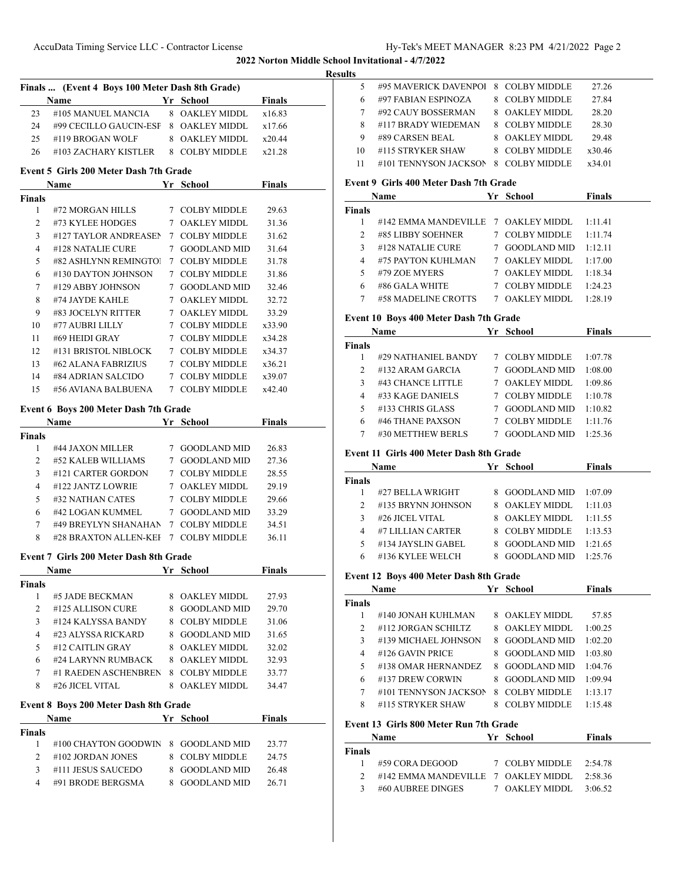**2022 Norton Middle School Invitational - 4/7/2022**

**Results**

### Finals ... (Event 4 Boys 100 Meter Dash 8th Grade)

| | Name | Yr | School | Finals |
|---|---|---|---|---|
| 23 | #105 MANUEL MANCIA | 8 | OAKLEY MIDDL | x16.83 |
| 24 | #99 CECILLO GAUCIN-ESF | 8 | OAKLEY MIDDL | x17.66 |
| 25 | #119 BROGAN WOLF | 8 | OAKLEY MIDDL | x20.44 |
| 26 | #103 ZACHARY KISTLER | 8 | COLBY MIDDLE | x21.28 |

### Event 5 Girls 200 Meter Dash 7th Grade

| | Name | Yr | School | Finals |
|---|---|---|---|---|
| **Finals** | | | | |
| 1 | #72 MORGAN HILLS | 7 | COLBY MIDDLE | 29.63 |
| 2 | #73 KYLEE HODGES | 7 | OAKLEY MIDDL | 31.36 |
| 3 | #127 TAYLOR ANDREASEN | 7 | COLBY MIDDLE | 31.62 |
| 4 | #128 NATALIE CURE | 7 | GOODLAND MID | 31.64 |
| 5 | #82 ASHLYNN REMINGTOI | 7 | COLBY MIDDLE | 31.78 |
| 6 | #130 DAYTON JOHNSON | 7 | COLBY MIDDLE | 31.86 |
| 7 | #129 ABBY JOHNSON | 7 | GOODLAND MID | 32.46 |
| 8 | #74 JAYDE KAHLE | 7 | OAKLEY MIDDL | 32.72 |
| 9 | #83 JOCELYN RITTER | 7 | OAKLEY MIDDL | 33.29 |
| 10 | #77 AUBRI LILLY | 7 | COLBY MIDDLE | x33.90 |
| 11 | #69 HEIDI GRAY | 7 | COLBY MIDDLE | x34.28 |
| 12 | #131 BRISTOL NIBLOCK | 7 | COLBY MIDDLE | x34.37 |
| 13 | #62 ALANA FABRIZIUS | 7 | COLBY MIDDLE | x36.21 |
| 14 | #84 ADRIAN SALCIDO | 7 | COLBY MIDDLE | x39.07 |
| 15 | #56 AVIANA BALBUENA | 7 | COLBY MIDDLE | x42.40 |

### Event 6 Boys 200 Meter Dash 7th Grade

| | Name | Yr | School | Finals |
|---|---|---|---|---|
| **Finals** | | | | |
| 1 | #44 JAXON MILLER | 7 | GOODLAND MID | 26.83 |
| 2 | #52 KALEB WILLIAMS | 7 | GOODLAND MID | 27.36 |
| 3 | #121 CARTER GORDON | 7 | COLBY MIDDLE | 28.55 |
| 4 | #122 JANTZ LOWRIE | 7 | OAKLEY MIDDL | 29.19 |
| 5 | #32 NATHAN CATES | 7 | COLBY MIDDLE | 29.66 |
| 6 | #42 LOGAN KUMMEL | 7 | GOODLAND MID | 33.29 |
| 7 | #49 BREYLYN SHANAHAN | 7 | COLBY MIDDLE | 34.51 |
| 8 | #28 BRAXTON ALLEN-KEF | 7 | COLBY MIDDLE | 36.11 |

### Event 7 Girls 200 Meter Dash 8th Grade

| | Name | Yr | School | Finals |
|---|---|---|---|---|
| **Finals** | | | | |
| 1 | #5 JADE BECKMAN | 8 | OAKLEY MIDDL | 27.93 |
| 2 | #125 ALLISON CURE | 8 | GOODLAND MID | 29.70 |
| 3 | #124 KALYSSA BANDY | 8 | COLBY MIDDLE | 31.06 |
| 4 | #23 ALYSSA RICKARD | 8 | GOODLAND MID | 31.65 |
| 5 | #12 CAITLIN GRAY | 8 | OAKLEY MIDDL | 32.02 |
| 6 | #24 LARYNN RUMBACK | 8 | OAKLEY MIDDL | 32.93 |
| 7 | #1 RAEDEN ASCHENBREN | 8 | COLBY MIDDLE | 33.77 |
| 8 | #26 JICEL VITAL | 8 | OAKLEY MIDDL | 34.47 |

### Event 8 Boys 200 Meter Dash 8th Grade

| | Name | Yr | School | Finals |
|---|---|---|---|---|
| **Finals** | | | | |
| 1 | #100 CHAYTON GOODWIN | 8 | GOODLAND MID | 23.77 |
| 2 | #102 JORDAN JONES | 8 | COLBY MIDDLE | 24.75 |
| 3 | #111 JESUS SAUCEDO | 8 | GOODLAND MID | 26.48 |
| 4 | #91 BRODE BERGSMA | 8 | GOODLAND MID | 26.71 |
| 5 | #95 MAVERICK DAVENPOI | 8 | COLBY MIDDLE | 27.26 |
| 6 | #97 FABIAN ESPINOZA | 8 | COLBY MIDDLE | 27.84 |
| 7 | #92 CAUY BOSSERMAN | 8 | OAKLEY MIDDL | 28.20 |
| 8 | #117 BRADY WIEDEMAN | 8 | COLBY MIDDLE | 28.30 |
| 9 | #89 CARSEN BEAL | 8 | OAKLEY MIDDL | 29.48 |
| 10 | #115 STRYKER SHAW | 8 | COLBY MIDDLE | x30.46 |
| 11 | #101 TENNYSON JACKSON | 8 | COLBY MIDDLE | x34.01 |

### Event 9 Girls 400 Meter Dash 7th Grade

| | Name | Yr | School | Finals |
|---|---|---|---|---|
| **Finals** | | | | |
| 1 | #142 EMMA MANDEVILLE | 7 | OAKLEY MIDDL | 1:11.41 |
| 2 | #85 LIBBY SOEHNER | 7 | COLBY MIDDLE | 1:11.74 |
| 3 | #128 NATALIE CURE | 7 | GOODLAND MID | 1:12.11 |
| 4 | #75 PAYTON KUHLMAN | 7 | OAKLEY MIDDL | 1:17.00 |
| 5 | #79 ZOE MYERS | 7 | OAKLEY MIDDL | 1:18.34 |
| 6 | #86 GALA WHITE | 7 | COLBY MIDDLE | 1:24.23 |
| 7 | #58 MADELINE CROTTS | 7 | OAKLEY MIDDL | 1:28.19 |

### Event 10 Boys 400 Meter Dash 7th Grade

| | Name | Yr | School | Finals |
|---|---|---|---|---|
| **Finals** | | | | |
| 1 | #29 NATHANIEL BANDY | 7 | COLBY MIDDLE | 1:07.78 |
| 2 | #132 ARAM GARCIA | 7 | GOODLAND MID | 1:08.00 |
| 3 | #43 CHANCE LITTLE | 7 | OAKLEY MIDDL | 1:09.86 |
| 4 | #33 KAGE DANIELS | 7 | COLBY MIDDLE | 1:10.78 |
| 5 | #133 CHRIS GLASS | 7 | GOODLAND MID | 1:10.82 |
| 6 | #46 THANE PAXSON | 7 | COLBY MIDDLE | 1:11.76 |
| 7 | #30 METTHEW BERLS | 7 | GOODLAND MID | 1:25.36 |

### Event 11 Girls 400 Meter Dash 8th Grade

| | Name | Yr | School | Finals |
|---|---|---|---|---|
| **Finals** | | | | |
| 1 | #27 BELLA WRIGHT | 8 | GOODLAND MID | 1:07.09 |
| 2 | #135 BRYNN JOHNSON | 8 | OAKLEY MIDDL | 1:11.03 |
| 3 | #26 JICEL VITAL | 8 | OAKLEY MIDDL | 1:11.55 |
| 4 | #7 LILLIAN CARTER | 8 | COLBY MIDDLE | 1:13.53 |
| 5 | #134 JAYSLIN GABEL | 8 | GOODLAND MID | 1:21.65 |
| 6 | #136 KYLEE WELCH | 8 | GOODLAND MID | 1:25.76 |

### Event 12 Boys 400 Meter Dash 8th Grade

| | Name | Yr | School | Finals |
|---|---|---|---|---|
| **Finals** | | | | |
| 1 | #140 JONAH KUHLMAN | 8 | OAKLEY MIDDL | 57.85 |
| 2 | #112 JORGAN SCHILTZ | 8 | OAKLEY MIDDL | 1:00.25 |
| 3 | #139 MICHAEL JOHNSON | 8 | GOODLAND MID | 1:02.20 |
| 4 | #126 GAVIN PRICE | 8 | GOODLAND MID | 1:03.80 |
| 5 | #138 OMAR HERNANDEZ | 8 | GOODLAND MID | 1:04.76 |
| 6 | #137 DREW CORWIN | 8 | GOODLAND MID | 1:09.94 |
| 7 | #101 TENNYSON JACKSON | 8 | COLBY MIDDLE | 1:13.17 |
| 8 | #115 STRYKER SHAW | 8 | COLBY MIDDLE | 1:15.48 |

### Event 13 Girls 800 Meter Run 7th Grade

| | Name | Yr | School | Finals |
|---|---|---|---|---|
| **Finals** | | | | |
| 1 | #59 CORA DEGOOD | 7 | COLBY MIDDLE | 2:54.78 |
| 2 | #142 EMMA MANDEVILLE | 7 | OAKLEY MIDDL | 2:58.36 |
| 3 | #60 AUBREE DINGES | 7 | OAKLEY MIDDL | 3:06.52 |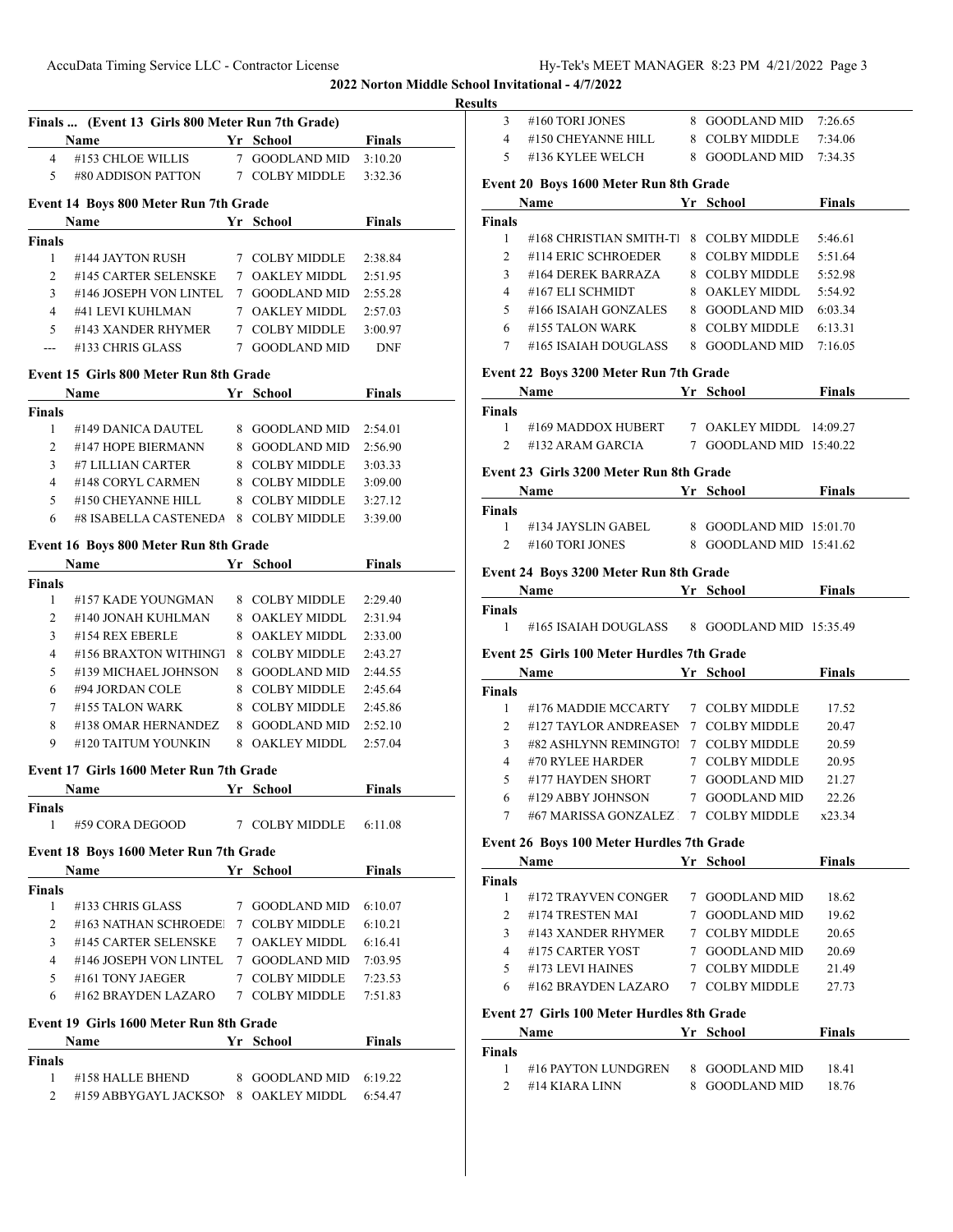## 2022 Norton Middle School Invitational - 4/7/2022

### Results

### Finals ... (Event 13 Girls 800 Meter Run 7th Grade)

| | Name | Yr | School | Finals |
|---|---|---|---|---|
| 4 | #153 CHLOE WILLIS | 7 | GOODLAND MID | 3:10.20 |
| 5 | #80 ADDISON PATTON | 7 | COLBY MIDDLE | 3:32.36 |

### Event 14 Boys 800 Meter Run 7th Grade

| | Name | Yr | School | Finals |
|---|---|---|---|---|
| **Finals** | | | | |
| 1 | #144 JAYTON RUSH | 7 | COLBY MIDDLE | 2:38.84 |
| 2 | #145 CARTER SELENSKE | 7 | OAKLEY MIDDL | 2:51.95 |
| 3 | #146 JOSEPH VON LINTEL | 7 | GOODLAND MID | 2:55.28 |
| 4 | #41 LEVI KUHLMAN | 7 | OAKLEY MIDDL | 2:57.03 |
| 5 | #143 XANDER RHYMER | 7 | COLBY MIDDLE | 3:00.97 |
| --- | #133 CHRIS GLASS | 7 | GOODLAND MID | DNF |

### Event 15 Girls 800 Meter Run 8th Grade

| | Name | Yr | School | Finals |
|---|---|---|---|---|
| **Finals** | | | | |
| 1 | #149 DANICA DAUTEL | 8 | GOODLAND MID | 2:54.01 |
| 2 | #147 HOPE BIERMANN | 8 | GOODLAND MID | 2:56.90 |
| 3 | #7 LILLIAN CARTER | 8 | COLBY MIDDLE | 3:03.33 |
| 4 | #148 CORYL CARMEN | 8 | COLBY MIDDLE | 3:09.00 |
| 5 | #150 CHEYANNE HILL | 8 | COLBY MIDDLE | 3:27.12 |
| 6 | #8 ISABELLA CASTENEDA | 8 | COLBY MIDDLE | 3:39.00 |

### Event 16 Boys 800 Meter Run 8th Grade

| | Name | Yr | School | Finals |
|---|---|---|---|---|
| **Finals** | | | | |
| 1 | #157 KADE YOUNGMAN | 8 | COLBY MIDDLE | 2:29.40 |
| 2 | #140 JONAH KUHLMAN | 8 | OAKLEY MIDDL | 2:31.94 |
| 3 | #154 REX EBERLE | 8 | OAKLEY MIDDL | 2:33.00 |
| 4 | #156 BRAXTON WITHINGT | 8 | COLBY MIDDLE | 2:43.27 |
| 5 | #139 MICHAEL JOHNSON | 8 | GOODLAND MID | 2:44.55 |
| 6 | #94 JORDAN COLE | 8 | COLBY MIDDLE | 2:45.64 |
| 7 | #155 TALON WARK | 8 | COLBY MIDDLE | 2:45.86 |
| 8 | #138 OMAR HERNANDEZ | 8 | GOODLAND MID | 2:52.10 |
| 9 | #120 TAITUM YOUNKIN | 8 | OAKLEY MIDDL | 2:57.04 |

### Event 17 Girls 1600 Meter Run 7th Grade

| | Name | Yr | School | Finals |
|---|---|---|---|---|
| **Finals** | | | | |
| 1 | #59 CORA DEGOOD | 7 | COLBY MIDDLE | 6:11.08 |

### Event 18 Boys 1600 Meter Run 7th Grade

| | Name | Yr | School | Finals |
|---|---|---|---|---|
| **Finals** | | | | |
| 1 | #133 CHRIS GLASS | 7 | GOODLAND MID | 6:10.07 |
| 2 | #163 NATHAN SCHROEDE | 7 | COLBY MIDDLE | 6:10.21 |
| 3 | #145 CARTER SELENSKE | 7 | OAKLEY MIDDL | 6:16.41 |
| 4 | #146 JOSEPH VON LINTEL | 7 | GOODLAND MID | 7:03.95 |
| 5 | #161 TONY JAEGER | 7 | COLBY MIDDLE | 7:23.53 |
| 6 | #162 BRAYDEN LAZARO | 7 | COLBY MIDDLE | 7:51.83 |

### Event 19 Girls 1600 Meter Run 8th Grade

| | Name | Yr | School | Finals |
|---|---|---|---|---|
| **Finals** | | | | |
| 1 | #158 HALLE BHEND | 8 | GOODLAND MID | 6:19.22 |
| 2 | #159 ABBYGAYL JACKSON | 8 | OAKLEY MIDDL | 6:54.47 |
| 3 | #160 TORI JONES | 8 | GOODLAND MID | 7:26.65 |
| 4 | #150 CHEYANNE HILL | 8 | COLBY MIDDLE | 7:34.06 |
| 5 | #136 KYLEE WELCH | 8 | GOODLAND MID | 7:34.35 |

### Event 20 Boys 1600 Meter Run 8th Grade

| | Name | Yr | School | Finals |
|---|---|---|---|---|
| **Finals** | | | | |
| 1 | #168 CHRISTIAN SMITH-TI | 8 | COLBY MIDDLE | 5:46.61 |
| 2 | #114 ERIC SCHROEDER | 8 | COLBY MIDDLE | 5:51.64 |
| 3 | #164 DEREK BARRAZA | 8 | COLBY MIDDLE | 5:52.98 |
| 4 | #167 ELI SCHMIDT | 8 | OAKLEY MIDDL | 5:54.92 |
| 5 | #166 ISAIAH GONZALES | 8 | GOODLAND MID | 6:03.34 |
| 6 | #155 TALON WARK | 8 | COLBY MIDDLE | 6:13.31 |
| 7 | #165 ISAIAH DOUGLASS | 8 | GOODLAND MID | 7:16.05 |

### Event 22 Boys 3200 Meter Run 7th Grade

| | Name | Yr | School | Finals |
|---|---|---|---|---|
| **Finals** | | | | |
| 1 | #169 MADDOX HUBERT | 7 | OAKLEY MIDDL | 14:09.27 |
| 2 | #132 ARAM GARCIA | 7 | GOODLAND MID | 15:40.22 |

### Event 23 Girls 3200 Meter Run 8th Grade

| | Name | Yr | School | Finals |
|---|---|---|---|---|
| **Finals** | | | | |
| 1 | #134 JAYSLIN GABEL | 8 | GOODLAND MID | 15:01.70 |
| 2 | #160 TORI JONES | 8 | GOODLAND MID | 15:41.62 |

### Event 24 Boys 3200 Meter Run 8th Grade

| | Name | Yr | School | Finals |
|---|---|---|---|---|
| **Finals** | | | | |
| 1 | #165 ISAIAH DOUGLASS | 8 | GOODLAND MID | 15:35.49 |

### Event 25 Girls 100 Meter Hurdles 7th Grade

| | Name | Yr | School | Finals |
|---|---|---|---|---|
| **Finals** | | | | |
| 1 | #176 MADDIE MCCARTY | 7 | COLBY MIDDLE | 17.52 |
| 2 | #127 TAYLOR ANDREASEN | 7 | COLBY MIDDLE | 20.47 |
| 3 | #82 ASHLYNN REMINGTON | 7 | COLBY MIDDLE | 20.59 |
| 4 | #70 RYLEE HARDER | 7 | COLBY MIDDLE | 20.95 |
| 5 | #177 HAYDEN SHORT | 7 | GOODLAND MID | 21.27 |
| 6 | #129 ABBY JOHNSON | 7 | GOODLAND MID | 22.26 |
| 7 | #67 MARISSA GONZALEZ | 7 | COLBY MIDDLE | x23.34 |

### Event 26 Boys 100 Meter Hurdles 7th Grade

| | Name | Yr | School | Finals |
|---|---|---|---|---|
| **Finals** | | | | |
| 1 | #172 TRAYVEN CONGER | 7 | GOODLAND MID | 18.62 |
| 2 | #174 TRESTEN MAI | 7 | GOODLAND MID | 19.62 |
| 3 | #143 XANDER RHYMER | 7 | COLBY MIDDLE | 20.65 |
| 4 | #175 CARTER YOST | 7 | GOODLAND MID | 20.69 |
| 5 | #173 LEVI HAINES | 7 | COLBY MIDDLE | 21.49 |
| 6 | #162 BRAYDEN LAZARO | 7 | COLBY MIDDLE | 27.73 |

### Event 27 Girls 100 Meter Hurdles 8th Grade

| | Name | Yr | School | Finals |
|---|---|---|---|---|
| **Finals** | | | | |
| 1 | #16 PAYTON LUNDGREN | 8 | GOODLAND MID | 18.41 |
| 2 | #14 KIARA LINN | 8 | GOODLAND MID | 18.76 |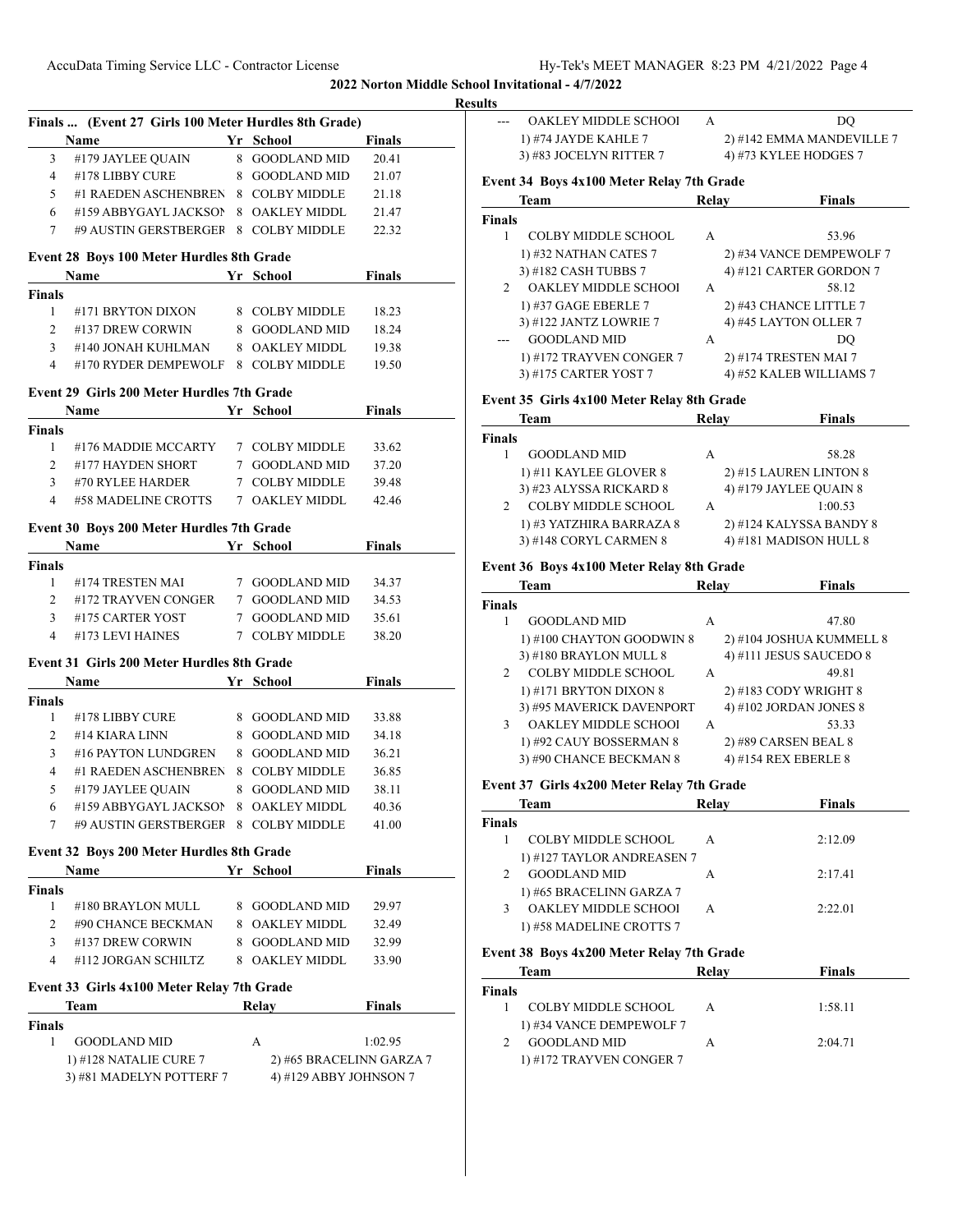## 2022 Norton Middle School Invitational - 4/7/2022

### Results

### Finals ... (Event 27 Girls 100 Meter Hurdles 8th Grade)

| | Name | Yr | School | Finals |
|---|---|---|---|---|
| 3 | #179 JAYLEE QUAIN | 8 | GOODLAND MID | 20.41 |
| 4 | #178 LIBBY CURE | 8 | GOODLAND MID | 21.07 |
| 5 | #1 RAEDEN ASCHENBREN | 8 | COLBY MIDDLE | 21.18 |
| 6 | #159 ABBYGAYL JACKSON | 8 | OAKLEY MIDDL | 21.47 |
| 7 | #9 AUSTIN GERSTBERGER | 8 | COLBY MIDDLE | 22.32 |

### Event 28 Boys 100 Meter Hurdles 8th Grade

| | Name | Yr | School | Finals |
|---|---|---|---|---|
| **Finals** | | | | |
| 1 | #171 BRYTON DIXON | 8 | COLBY MIDDLE | 18.23 |
| 2 | #137 DREW CORWIN | 8 | GOODLAND MID | 18.24 |
| 3 | #140 JONAH KUHLMAN | 8 | OAKLEY MIDDL | 19.38 |
| 4 | #170 RYDER DEMPEWOLF | 8 | COLBY MIDDLE | 19.50 |

### Event 29 Girls 200 Meter Hurdles 7th Grade

| | Name | Yr | School | Finals |
|---|---|---|---|---|
| **Finals** | | | | |
| 1 | #176 MADDIE MCCARTY | 7 | COLBY MIDDLE | 33.62 |
| 2 | #177 HAYDEN SHORT | 7 | GOODLAND MID | 37.20 |
| 3 | #70 RYLEE HARDER | 7 | COLBY MIDDLE | 39.48 |
| 4 | #58 MADELINE CROTTS | 7 | OAKLEY MIDDL | 42.46 |

### Event 30 Boys 200 Meter Hurdles 7th Grade

| | Name | Yr | School | Finals |
|---|---|---|---|---|
| **Finals** | | | | |
| 1 | #174 TRESTEN MAI | 7 | GOODLAND MID | 34.37 |
| 2 | #172 TRAYVEN CONGER | 7 | GOODLAND MID | 34.53 |
| 3 | #175 CARTER YOST | 7 | GOODLAND MID | 35.61 |
| 4 | #173 LEVI HAINES | 7 | COLBY MIDDLE | 38.20 |

### Event 31 Girls 200 Meter Hurdles 8th Grade

| | Name | Yr | School | Finals |
|---|---|---|---|---|
| **Finals** | | | | |
| 1 | #178 LIBBY CURE | 8 | GOODLAND MID | 33.88 |
| 2 | #14 KIARA LINN | 8 | GOODLAND MID | 34.18 |
| 3 | #16 PAYTON LUNDGREN | 8 | GOODLAND MID | 36.21 |
| 4 | #1 RAEDEN ASCHENBREN | 8 | COLBY MIDDLE | 36.85 |
| 5 | #179 JAYLEE QUAIN | 8 | GOODLAND MID | 38.11 |
| 6 | #159 ABBYGAYL JACKSON | 8 | OAKLEY MIDDL | 40.36 |
| 7 | #9 AUSTIN GERSTBERGER | 8 | COLBY MIDDLE | 41.00 |

### Event 32 Boys 200 Meter Hurdles 8th Grade

| | Name | Yr | School | Finals |
|---|---|---|---|---|
| **Finals** | | | | |
| 1 | #180 BRAYLON MULL | 8 | GOODLAND MID | 29.97 |
| 2 | #90 CHANCE BECKMAN | 8 | OAKLEY MIDDL | 32.49 |
| 3 | #137 DREW CORWIN | 8 | GOODLAND MID | 32.99 |
| 4 | #112 JORGAN SCHILTZ | 8 | OAKLEY MIDDL | 33.90 |

### Event 33 Girls 4x100 Meter Relay 7th Grade

| | Team | Relay | Finals |
|---|---|---|---|
| **Finals** | | | |
| 1 | GOODLAND MID | A | 1:02.95 |
| | 1) #128 NATALIE CURE 7 | 2) #65 BRACELINN GARZA 7 | |
| | 3) #81 MADELYN POTTERF 7 | 4) #129 ABBY JOHNSON 7 | |
| --- | OAKLEY MIDDLE SCHOOL | A | DQ |
| | 1) #74 JAYDE KAHLE 7 | 2) #142 EMMA MANDEVILLE 7 | |
| | 3) #83 JOCELYN RITTER 7 | 4) #73 KYLEE HODGES 7 | |

### Event 34 Boys 4x100 Meter Relay 7th Grade

| | Team | Relay | Finals |
|---|---|---|---|
| **Finals** | | | |
| 1 | COLBY MIDDLE SCHOOL | A | 53.96 |
| | 1) #32 NATHAN CATES 7 | 2) #34 VANCE DEMPEWOLF 7 | |
| | 3) #182 CASH TUBBS 7 | 4) #121 CARTER GORDON 7 | |
| 2 | OAKLEY MIDDLE SCHOOL | A | 58.12 |
| | 1) #37 GAGE EBERLE 7 | 2) #43 CHANCE LITTLE 7 | |
| | 3) #122 JANTZ LOWRIE 7 | 4) #45 LAYTON OLLER 7 | |
| --- | GOODLAND MID | A | DQ |
| | 1) #172 TRAYVEN CONGER 7 | 2) #174 TRESTEN MAI 7 | |
| | 3) #175 CARTER YOST 7 | 4) #52 KALEB WILLIAMS 7 | |

### Event 35 Girls 4x100 Meter Relay 8th Grade

| | Team | Relay | Finals |
|---|---|---|---|
| **Finals** | | | |
| 1 | GOODLAND MID | A | 58.28 |
| | 1) #11 KAYLEE GLOVER 8 | 2) #15 LAUREN LINTON 8 | |
| | 3) #23 ALYSSA RICKARD 8 | 4) #179 JAYLEE QUAIN 8 | |
| 2 | COLBY MIDDLE SCHOOL | A | 1:00.53 |
| | 1) #3 YATZHIRA BARRAZA 8 | 2) #124 KALYSSA BANDY 8 | |
| | 3) #148 CORYL CARMEN 8 | 4) #181 MADISON HULL 8 | |

### Event 36 Boys 4x100 Meter Relay 8th Grade

| | Team | Relay | Finals |
|---|---|---|---|
| **Finals** | | | |
| 1 | GOODLAND MID | A | 47.80 |
| | 1) #100 CHAYTON GOODWIN 8 | 2) #104 JOSHUA KUMMELL 8 | |
| | 3) #180 BRAYLON MULL 8 | 4) #111 JESUS SAUCEDO 8 | |
| 2 | COLBY MIDDLE SCHOOL | A | 49.81 |
| | 1) #171 BRYTON DIXON 8 | 2) #183 CODY WRIGHT 8 | |
| | 3) #95 MAVERICK DAVENPORT | 4) #102 JORDAN JONES 8 | |
| 3 | OAKLEY MIDDLE SCHOOL | A | 53.33 |
| | 1) #92 CAUY BOSSERMAN 8 | 2) #89 CARSEN BEAL 8 | |
| | 3) #90 CHANCE BECKMAN 8 | 4) #154 REX EBERLE 8 | |

### Event 37 Girls 4x200 Meter Relay 7th Grade

| | Team | Relay | Finals |
|---|---|---|---|
| **Finals** | | | |
| 1 | COLBY MIDDLE SCHOOL | A | 2:12.09 |
| | 1) #127 TAYLOR ANDREASEN 7 | | |
| 2 | GOODLAND MID | A | 2:17.41 |
| | 1) #65 BRACELINN GARZA 7 | | |
| 3 | OAKLEY MIDDLE SCHOOL | A | 2:22.01 |
| | 1) #58 MADELINE CROTTS 7 | | |

### Event 38 Boys 4x200 Meter Relay 7th Grade

| | Team | Relay | Finals |
|---|---|---|---|
| **Finals** | | | |
| 1 | COLBY MIDDLE SCHOOL | A | 1:58.11 |
| | 1) #34 VANCE DEMPEWOLF 7 | | |
| 2 | GOODLAND MID | A | 2:04.71 |
| | 1) #172 TRAYVEN CONGER 7 | | |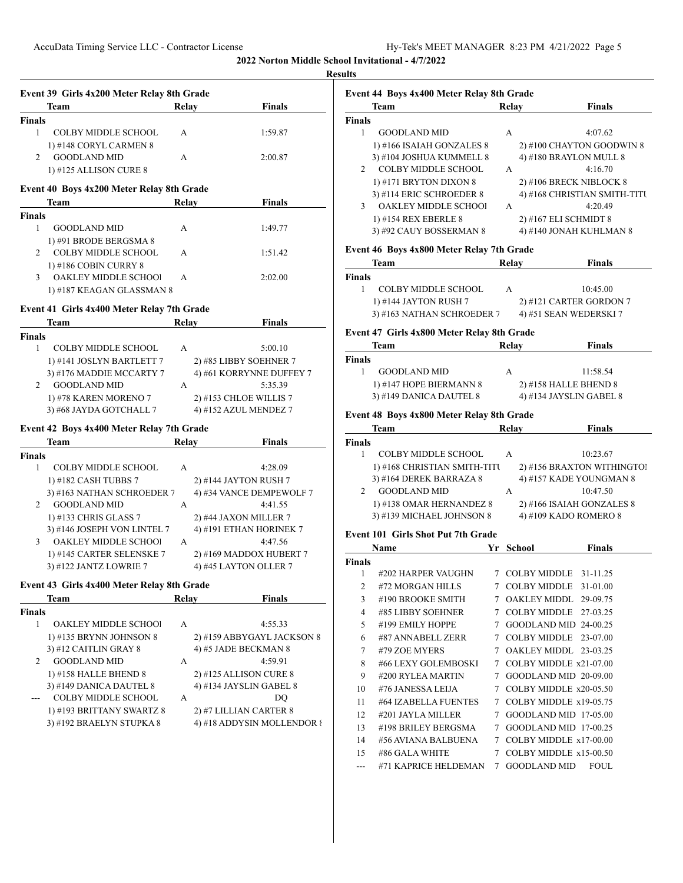**2022 Norton Middle School Invitational - 4/7/2022**

**Results**

### Event 39 Girls 4x200 Meter Relay 8th Grade

| | Team | Relay | Finals |
|---|---|---|---|
| **Finals** | | | |
| 1 | COLBY MIDDLE SCHOOL | A | 1:59.87 |
| | 1) #148 CORYL CARMEN 8 | | |
| 2 | GOODLAND MID | A | 2:00.87 |
| | 1) #125 ALLISON CURE 8 | | |

### Event 40 Boys 4x200 Meter Relay 8th Grade

| | Team | Relay | Finals |
|---|---|---|---|
| **Finals** | | | |
| 1 | GOODLAND MID | A | 1:49.77 |
| | 1) #91 BRODE BERGSMA 8 | | |
| 2 | COLBY MIDDLE SCHOOL | A | 1:51.42 |
| | 1) #186 COBIN CURRY 8 | | |
| 3 | OAKLEY MIDDLE SCHOOl | A | 2:02.00 |
| | 1) #187 KEAGAN GLASSMAN 8 | | |

### Event 41 Girls 4x400 Meter Relay 7th Grade

| | Team | Relay | Finals |
|---|---|---|---|
| **Finals** | | | |
| 1 | COLBY MIDDLE SCHOOL | A | 5:00.10 |
| | 1) #141 JOSLYN BARTLETT 7 | 2) #85 LIBBY SOEHNER 7 | |
| | 3) #176 MADDIE MCCARTY 7 | 4) #61 KORRYNNE DUFFEY 7 | |
| 2 | GOODLAND MID | A | 5:35.39 |
| | 1) #78 KAREN MORENO 7 | 2) #153 CHLOE WILLIS 7 | |
| | 3) #68 JAYDA GOTCHALL 7 | 4) #152 AZUL MENDEZ 7 | |

### Event 42 Boys 4x400 Meter Relay 7th Grade

| | Team | Relay | Finals |
|---|---|---|---|
| **Finals** | | | |
| 1 | COLBY MIDDLE SCHOOL | A | 4:28.09 |
| | 1) #182 CASH TUBBS 7 | 2) #144 JAYTON RUSH 7 | |
| | 3) #163 NATHAN SCHROEDER 7 | 4) #34 VANCE DEMPEWOLF 7 | |
| 2 | GOODLAND MID | A | 4:41.55 |
| | 1) #133 CHRIS GLASS 7 | 2) #44 JAXON MILLER 7 | |
| | 3) #146 JOSEPH VON LINTEL 7 | 4) #191 ETHAN HORINEK 7 | |
| 3 | OAKLEY MIDDLE SCHOOl | A | 4:47.56 |
| | 1) #145 CARTER SELENSKE 7 | 2) #169 MADDOX HUBERT 7 | |
| | 3) #122 JANTZ LOWRIE 7 | 4) #45 LAYTON OLLER 7 | |

### Event 43 Girls 4x400 Meter Relay 8th Grade

| | Team | Relay | Finals |
|---|---|---|---|
| **Finals** | | | |
| 1 | OAKLEY MIDDLE SCHOOl | A | 4:55.33 |
| | 1) #135 BRYNN JOHNSON 8 | 2) #159 ABBYGAYL JACKSON 8 | |
| | 3) #12 CAITLIN GRAY 8 | 4) #5 JADE BECKMAN 8 | |
| 2 | GOODLAND MID | A | 4:59.91 |
| | 1) #158 HALLE BHEND 8 | 2) #125 ALLISON CURE 8 | |
| | 3) #149 DANICA DAUTEL 8 | 4) #134 JAYSLIN GABEL 8 | |
| --- | COLBY MIDDLE SCHOOL | A | DQ |
| | 1) #193 BRITTANY SWARTZ 8 | 2) #7 LILLIAN CARTER 8 | |
| | 3) #192 BRAELYN STUPKA 8 | 4) #18 ADDYSIN MOLLENDOR 8 | |

### Event 44 Boys 4x400 Meter Relay 8th Grade

| | Team | Relay | Finals |
|---|---|---|---|
| **Finals** | | | |
| 1 | GOODLAND MID | A | 4:07.62 |
| | 1) #166 ISAIAH GONZALES 8 | 2) #100 CHAYTON GOODWIN 8 | |
| | 3) #104 JOSHUA KUMMELL 8 | 4) #180 BRAYLON MULL 8 | |
| 2 | COLBY MIDDLE SCHOOL | A | 4:16.70 |
| | 1) #171 BRYTON DIXON 8 | 2) #106 BRECK NIBLOCK 8 | |
| | 3) #114 ERIC SCHROEDER 8 | 4) #168 CHRISTIAN SMITH-TITU | |
| 3 | OAKLEY MIDDLE SCHOOl | A | 4:20.49 |
| | 1) #154 REX EBERLE 8 | 2) #167 ELI SCHMIDT 8 | |
| | 3) #92 CAUY BOSSERMAN 8 | 4) #140 JONAH KUHLMAN 8 | |

### Event 46 Boys 4x800 Meter Relay 7th Grade

| | Team | Relay | Finals |
|---|---|---|---|
| **Finals** | | | |
| 1 | COLBY MIDDLE SCHOOL | A | 10:45.00 |
| | 1) #144 JAYTON RUSH 7 | 2) #121 CARTER GORDON 7 | |
| | 3) #163 NATHAN SCHROEDER 7 | 4) #51 SEAN WEDERSKI 7 | |

### Event 47 Girls 4x800 Meter Relay 8th Grade

| | Team | Relay | Finals |
|---|---|---|---|
| **Finals** | | | |
| 1 | GOODLAND MID | A | 11:58.54 |
| | 1) #147 HOPE BIERMANN 8 | 2) #158 HALLE BHEND 8 | |
| | 3) #149 DANICA DAUTEL 8 | 4) #134 JAYSLIN GABEL 8 | |

### Event 48 Boys 4x800 Meter Relay 8th Grade

| | Team | Relay | Finals |
|---|---|---|---|
| **Finals** | | | |
| 1 | COLBY MIDDLE SCHOOL | A | 10:23.67 |
| | 1) #168 CHRISTIAN SMITH-TITU | 2) #156 BRAXTON WITHINGTOI | |
| | 3) #164 DEREK BARRAZA 8 | 4) #157 KADE YOUNGMAN 8 | |
| 2 | GOODLAND MID | A | 10:47.50 |
| | 1) #138 OMAR HERNANDEZ 8 | 2) #166 ISAIAH GONZALES 8 | |
| | 3) #139 MICHAEL JOHNSON 8 | 4) #109 KADO ROMERO 8 | |

### Event 101 Girls Shot Put 7th Grade

| | Name | Yr | School | Finals |
|---|---|---|---|---|
| **Finals** | | | | |
| 1 | #202 HARPER VAUGHN | 7 | COLBY MIDDLE | 31-11.25 |
| 2 | #72 MORGAN HILLS | 7 | COLBY MIDDLE | 31-01.00 |
| 3 | #190 BROOKE SMITH | 7 | OAKLEY MIDDL | 29-09.75 |
| 4 | #85 LIBBY SOEHNER | 7 | COLBY MIDDLE | 27-03.25 |
| 5 | #199 EMILY HOPPE | 7 | GOODLAND MID | 24-00.25 |
| 6 | #87 ANNABELL ZERR | 7 | COLBY MIDDLE | 23-07.00 |
| 7 | #79 ZOE MYERS | 7 | OAKLEY MIDDL | 23-03.25 |
| 8 | #66 LEXY GOLEMBOSKI | 7 | COLBY MIDDLE | x21-07.00 |
| 9 | #200 RYLEA MARTIN | 7 | GOODLAND MID | 20-09.00 |
| 10 | #76 JANESSA LEIJA | 7 | COLBY MIDDLE | x20-05.50 |
| 11 | #64 IZABELLA FUENTES | 7 | COLBY MIDDLE | x19-05.75 |
| 12 | #201 JAYLA MILLER | 7 | GOODLAND MID | 17-05.00 |
| 13 | #198 BRILEY BERGSMA | 7 | GOODLAND MID | 17-00.25 |
| 14 | #56 AVIANA BALBUENA | 7 | COLBY MIDDLE | x17-00.00 |
| 15 | #86 GALA WHITE | 7 | COLBY MIDDLE | x15-00.50 |
| --- | #71 KAPRICE HELDEMAN | 7 | GOODLAND MID | FOUL |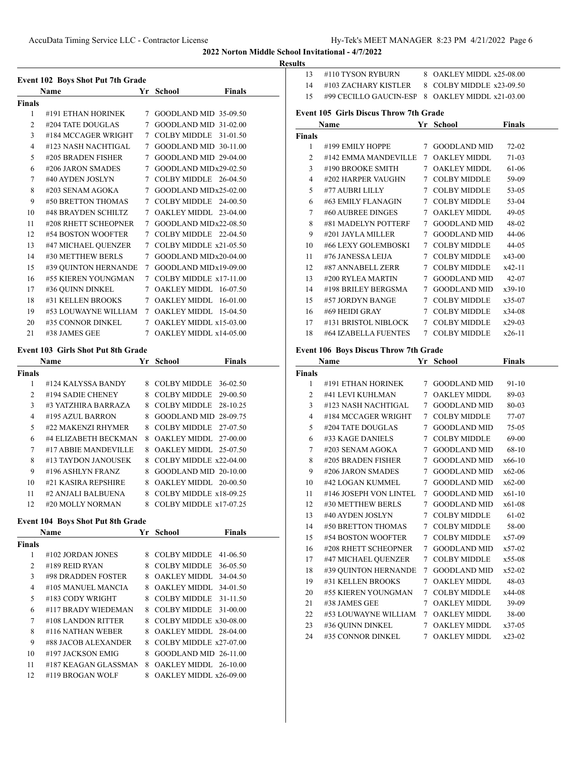## 2022 Norton Middle School Invitational - 4/7/2022

### Results

### Event 102 Boys Shot Put 7th Grade

| | Name | Yr | School | Finals |
|---|---|---|---|---|
| **Finals** | | | | |
| 1 | #191 ETHAN HORINEK | 7 | GOODLAND MID | 35-09.50 |
| 2 | #204 TATE DOUGLAS | 7 | GOODLAND MID | 31-02.00 |
| 3 | #184 MCCAGER WRIGHT | 7 | COLBY MIDDLE | 31-01.50 |
| 4 | #123 NASH NACHTIGAL | 7 | GOODLAND MID | 30-11.00 |
| 5 | #205 BRADEN FISHER | 7 | GOODLAND MID | 29-04.00 |
| 6 | #206 JARON SMADES | 7 | GOODLAND MID | x29-02.50 |
| 7 | #40 AYDEN JOSLYN | 7 | COLBY MIDDLE | 26-04.50 |
| 8 | #203 SENAM AGOKA | 7 | GOODLAND MID | x25-02.00 |
| 9 | #50 BRETTON THOMAS | 7 | COLBY MIDDLE | 24-00.50 |
| 10 | #48 BRAYDEN SCHILTZ | 7 | OAKLEY MIDDL | 23-04.00 |
| 11 | #208 RHETT SCHEOPNER | 7 | GOODLAND MID | x22-08.50 |
| 12 | #54 BOSTON WOOFTER | 7 | COLBY MIDDLE | 22-04.50 |
| 13 | #47 MICHAEL QUENZER | 7 | COLBY MIDDLE | x21-05.50 |
| 14 | #30 METTHEW BERLS | 7 | GOODLAND MID | x20-04.00 |
| 15 | #39 QUINTON HERNANDE | 7 | GOODLAND MID | x19-09.00 |
| 16 | #55 KIEREN YOUNGMAN | 7 | COLBY MIDDLE | x17-11.00 |
| 17 | #36 QUINN DINKEL | 7 | OAKLEY MIDDL | 16-07.50 |
| 18 | #31 KELLEN BROOKS | 7 | OAKLEY MIDDL | 16-01.00 |
| 19 | #53 LOUWAYNE WILLIAM | 7 | OAKLEY MIDDL | 15-04.50 |
| 20 | #35 CONNOR DINKEL | 7 | OAKLEY MIDDL | x15-03.00 |
| 21 | #38 JAMES GEE | 7 | OAKLEY MIDDL | x14-05.00 |

### Event 103 Girls Shot Put 8th Grade

| | Name | Yr | School | Finals |
|---|---|---|---|---|
| **Finals** | | | | |
| 1 | #124 KALYSSA BANDY | 8 | COLBY MIDDLE | 36-02.50 |
| 2 | #194 SADIE CHENEY | 8 | COLBY MIDDLE | 29-00.50 |
| 3 | #3 YATZHIRA BARRAZA | 8 | COLBY MIDDLE | 28-10.25 |
| 4 | #195 AZUL BARRON | 8 | GOODLAND MID | 28-09.75 |
| 5 | #22 MAKENZI RHYMER | 8 | COLBY MIDDLE | 27-07.50 |
| 6 | #4 ELIZABETH BECKMAN | 8 | OAKLEY MIDDL | 27-00.00 |
| 7 | #17 ABBIE MANDEVILLE | 8 | OAKLEY MIDDL | 25-07.50 |
| 8 | #13 TAYDON JANOUSEK | 8 | COLBY MIDDLE | x22-04.00 |
| 9 | #196 ASHLYN FRANZ | 8 | GOODLAND MID | 20-10.00 |
| 10 | #21 KASIRA REPSHIRE | 8 | OAKLEY MIDDL | 20-00.50 |
| 11 | #2 ANJALI BALBUENA | 8 | COLBY MIDDLE | x18-09.25 |
| 12 | #20 MOLLY NORMAN | 8 | COLBY MIDDLE | x17-07.25 |

### Event 104 Boys Shot Put 8th Grade

| | Name | Yr | School | Finals |
|---|---|---|---|---|
| **Finals** | | | | |
| 1 | #102 JORDAN JONES | 8 | COLBY MIDDLE | 41-06.50 |
| 2 | #189 REID RYAN | 8 | COLBY MIDDLE | 36-05.50 |
| 3 | #98 DRADDEN FOSTER | 8 | OAKLEY MIDDL | 34-04.50 |
| 4 | #105 MANUEL MANCIA | 8 | OAKLEY MIDDL | 34-01.50 |
| 5 | #183 CODY WRIGHT | 8 | COLBY MIDDLE | 31-11.50 |
| 6 | #117 BRADY WIEDEMAN | 8 | COLBY MIDDLE | 31-00.00 |
| 7 | #108 LANDON RITTER | 8 | COLBY MIDDLE | x30-08.00 |
| 8 | #116 NATHAN WEBER | 8 | OAKLEY MIDDL | 28-04.00 |
| 9 | #88 JACOB ALEXANDER | 8 | COLBY MIDDLE | x27-07.00 |
| 10 | #197 JACKSON EMIG | 8 | GOODLAND MID | 26-11.00 |
| 11 | #187 KEAGAN GLASSMAN | 8 | OAKLEY MIDDL | 26-10.00 |
| 12 | #119 BROGAN WOLF | 8 | OAKLEY MIDDL | x26-09.00 |
| 13 | #110 TYSON RYBURN | 8 | OAKLEY MIDDL | x25-08.00 |
| 14 | #103 ZACHARY KISTLER | 8 | COLBY MIDDLE | x23-09.50 |
| 15 | #99 CECILLO GAUCIN-ESP | 8 | OAKLEY MIDDL | x21-03.00 |

### Event 105 Girls Discus Throw 7th Grade

| | Name | Yr | School | Finals |
|---|---|---|---|---|
| **Finals** | | | | |
| 1 | #199 EMILY HOPPE | 7 | GOODLAND MID | 72-02 |
| 2 | #142 EMMA MANDEVILLE | 7 | OAKLEY MIDDL | 71-03 |
| 3 | #190 BROOKE SMITH | 7 | OAKLEY MIDDL | 61-06 |
| 4 | #202 HARPER VAUGHN | 7 | COLBY MIDDLE | 59-09 |
| 5 | #77 AUBRI LILLY | 7 | COLBY MIDDLE | 53-05 |
| 6 | #63 EMILY FLANAGIN | 7 | COLBY MIDDLE | 53-04 |
| 7 | #60 AUBREE DINGES | 7 | OAKLEY MIDDL | 49-05 |
| 8 | #81 MADELYN POTTERF | 7 | GOODLAND MID | 48-02 |
| 9 | #201 JAYLA MILLER | 7 | GOODLAND MID | 44-06 |
| 10 | #66 LEXY GOLEMBOSKI | 7 | COLBY MIDDLE | 44-05 |
| 11 | #76 JANESSA LEIJA | 7 | COLBY MIDDLE | x43-00 |
| 12 | #87 ANNABELL ZERR | 7 | COLBY MIDDLE | x42-11 |
| 13 | #200 RYLEA MARTIN | 7 | GOODLAND MID | 42-07 |
| 14 | #198 BRILEY BERGSMA | 7 | GOODLAND MID | x39-10 |
| 15 | #57 JORDYN BANGE | 7 | COLBY MIDDLE | x35-07 |
| 16 | #69 HEIDI GRAY | 7 | COLBY MIDDLE | x34-08 |
| 17 | #131 BRISTOL NIBLOCK | 7 | COLBY MIDDLE | x29-03 |
| 18 | #64 IZABELLA FUENTES | 7 | COLBY MIDDLE | x26-11 |

### Event 106 Boys Discus Throw 7th Grade

| | Name | Yr | School | Finals |
|---|---|---|---|---|
| **Finals** | | | | |
| 1 | #191 ETHAN HORINEK | 7 | GOODLAND MID | 91-10 |
| 2 | #41 LEVI KUHLMAN | 7 | OAKLEY MIDDL | 89-03 |
| 3 | #123 NASH NACHTIGAL | 7 | GOODLAND MID | 80-03 |
| 4 | #184 MCCAGER WRIGHT | 7 | COLBY MIDDLE | 77-07 |
| 5 | #204 TATE DOUGLAS | 7 | GOODLAND MID | 75-05 |
| 6 | #33 KAGE DANIELS | 7 | COLBY MIDDLE | 69-00 |
| 7 | #203 SENAM AGOKA | 7 | GOODLAND MID | 68-10 |
| 8 | #205 BRADEN FISHER | 7 | GOODLAND MID | x66-10 |
| 9 | #206 JARON SMADES | 7 | GOODLAND MID | x62-06 |
| 10 | #42 LOGAN KUMMEL | 7 | GOODLAND MID | x62-00 |
| 11 | #146 JOSEPH VON LINTEL | 7 | GOODLAND MID | x61-10 |
| 12 | #30 METTHEW BERLS | 7 | GOODLAND MID | x61-08 |
| 13 | #40 AYDEN JOSLYN | 7 | COLBY MIDDLE | 61-02 |
| 14 | #50 BRETTON THOMAS | 7 | COLBY MIDDLE | 58-00 |
| 15 | #54 BOSTON WOOFTER | 7 | COLBY MIDDLE | x57-09 |
| 16 | #208 RHETT SCHEOPNER | 7 | GOODLAND MID | x57-02 |
| 17 | #47 MICHAEL QUENZER | 7 | COLBY MIDDLE | x55-08 |
| 18 | #39 QUINTON HERNANDE | 7 | GOODLAND MID | x52-02 |
| 19 | #31 KELLEN BROOKS | 7 | OAKLEY MIDDL | 48-03 |
| 20 | #55 KIEREN YOUNGMAN | 7 | COLBY MIDDLE | x44-08 |
| 21 | #38 JAMES GEE | 7 | OAKLEY MIDDL | 39-09 |
| 22 | #53 LOUWAYNE WILLIAM | 7 | OAKLEY MIDDL | 38-00 |
| 23 | #36 QUINN DINKEL | 7 | OAKLEY MIDDL | x37-05 |
| 24 | #35 CONNOR DINKEL | 7 | OAKLEY MIDDL | x23-02 |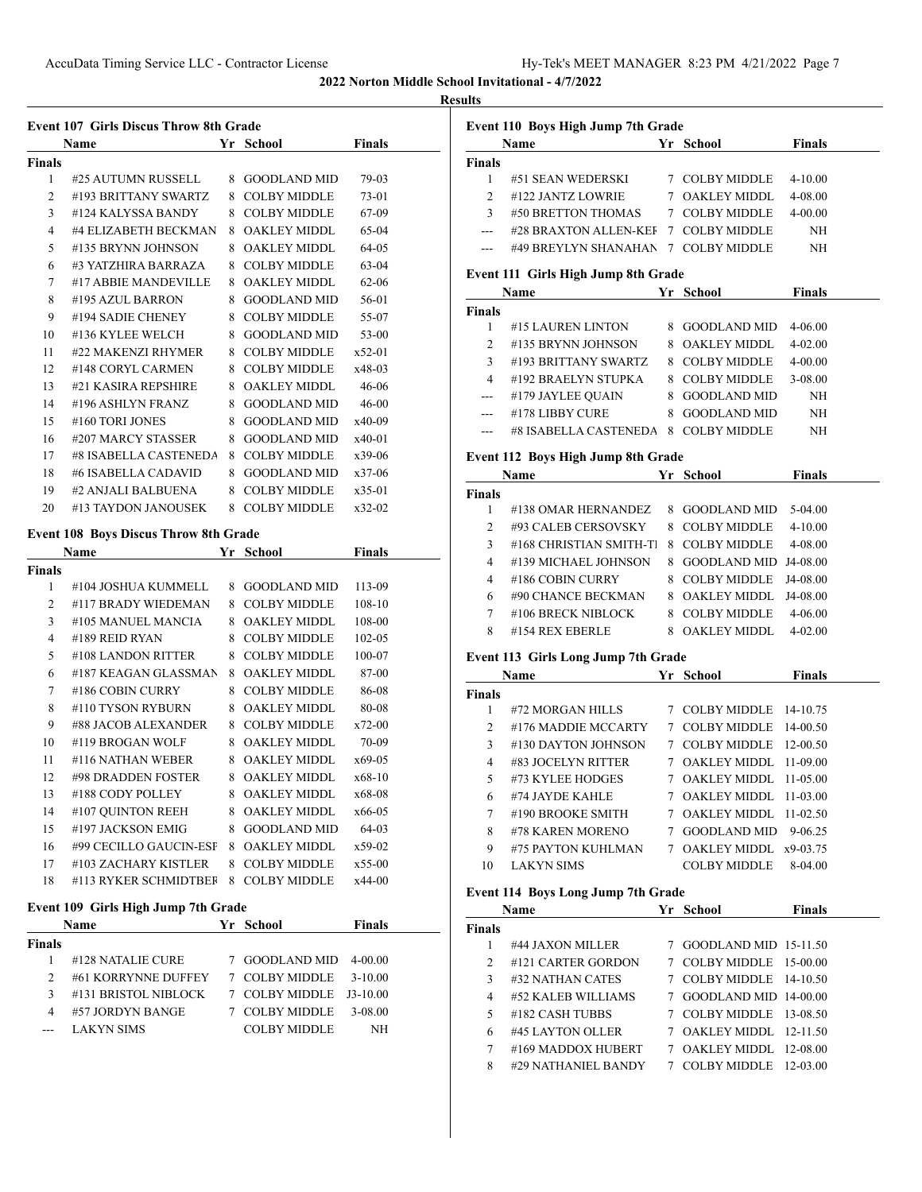**2022 Norton Middle School Invitational - 4/7/2022**

**Results**

### Event 107 Girls Discus Throw 8th Grade

| | Name | Yr | School | Finals |
|---|---|---|---|---|
| **Finals** | | | | |
| 1 | #25 AUTUMN RUSSELL | 8 | GOODLAND MID | 79-03 |
| 2 | #193 BRITTANY SWARTZ | 8 | COLBY MIDDLE | 73-01 |
| 3 | #124 KALYSSA BANDY | 8 | COLBY MIDDLE | 67-09 |
| 4 | #4 ELIZABETH BECKMAN | 8 | OAKLEY MIDDL | 65-04 |
| 5 | #135 BRYNN JOHNSON | 8 | OAKLEY MIDDL | 64-05 |
| 6 | #3 YATZHIRA BARRAZA | 8 | COLBY MIDDLE | 63-04 |
| 7 | #17 ABBIE MANDEVILLE | 8 | OAKLEY MIDDL | 62-06 |
| 8 | #195 AZUL BARRON | 8 | GOODLAND MID | 56-01 |
| 9 | #194 SADIE CHENEY | 8 | COLBY MIDDLE | 55-07 |
| 10 | #136 KYLEE WELCH | 8 | GOODLAND MID | 53-00 |
| 11 | #22 MAKENZI RHYMER | 8 | COLBY MIDDLE | x52-01 |
| 12 | #148 CORYL CARMEN | 8 | COLBY MIDDLE | x48-03 |
| 13 | #21 KASIRA REPSHIRE | 8 | OAKLEY MIDDL | 46-06 |
| 14 | #196 ASHLYN FRANZ | 8 | GOODLAND MID | 46-00 |
| 15 | #160 TORI JONES | 8 | GOODLAND MID | x40-09 |
| 16 | #207 MARCY STASSER | 8 | GOODLAND MID | x40-01 |
| 17 | #8 ISABELLA CASTENEDA | 8 | COLBY MIDDLE | x39-06 |
| 18 | #6 ISABELLA CADAVID | 8 | GOODLAND MID | x37-06 |
| 19 | #2 ANJALI BALBUENA | 8 | COLBY MIDDLE | x35-01 |
| 20 | #13 TAYDON JANOUSEK | 8 | COLBY MIDDLE | x32-02 |

### Event 108 Boys Discus Throw 8th Grade

| | Name | Yr | School | Finals |
|---|---|---|---|---|
| **Finals** | | | | |
| 1 | #104 JOSHUA KUMMELL | 8 | GOODLAND MID | 113-09 |
| 2 | #117 BRADY WIEDEMAN | 8 | COLBY MIDDLE | 108-10 |
| 3 | #105 MANUEL MANCIA | 8 | OAKLEY MIDDL | 108-00 |
| 4 | #189 REID RYAN | 8 | COLBY MIDDLE | 102-05 |
| 5 | #108 LANDON RITTER | 8 | COLBY MIDDLE | 100-07 |
| 6 | #187 KEAGAN GLASSMAN | 8 | OAKLEY MIDDL | 87-00 |
| 7 | #186 COBIN CURRY | 8 | COLBY MIDDLE | 86-08 |
| 8 | #110 TYSON RYBURN | 8 | OAKLEY MIDDL | 80-08 |
| 9 | #88 JACOB ALEXANDER | 8 | COLBY MIDDLE | x72-00 |
| 10 | #119 BROGAN WOLF | 8 | OAKLEY MIDDL | 70-09 |
| 11 | #116 NATHAN WEBER | 8 | OAKLEY MIDDL | x69-05 |
| 12 | #98 DRADDEN FOSTER | 8 | OAKLEY MIDDL | x68-10 |
| 13 | #188 CODY POLLEY | 8 | OAKLEY MIDDL | x68-08 |
| 14 | #107 QUINTON REEH | 8 | OAKLEY MIDDL | x66-05 |
| 15 | #197 JACKSON EMIG | 8 | GOODLAND MID | 64-03 |
| 16 | #99 CECILLO GAUCIN-ESP | 8 | OAKLEY MIDDL | x59-02 |
| 17 | #103 ZACHARY KISTLER | 8 | COLBY MIDDLE | x55-00 |
| 18 | #113 RYKER SCHMIDTBER | 8 | COLBY MIDDLE | x44-00 |

### Event 109 Girls High Jump 7th Grade

| | Name | Yr | School | Finals |
|---|---|---|---|---|
| **Finals** | | | | |
| 1 | #128 NATALIE CURE | 7 | GOODLAND MID | 4-00.00 |
| 2 | #61 KORRYNNE DUFFEY | 7 | COLBY MIDDLE | 3-10.00 |
| 3 | #131 BRISTOL NIBLOCK | 7 | COLBY MIDDLE | J3-10.00 |
| 4 | #57 JORDYN BANGE | 7 | COLBY MIDDLE | 3-08.00 |
| --- | LAKYN SIMS | | COLBY MIDDLE | NH |

### Event 110 Boys High Jump 7th Grade

| | Name | Yr | School | Finals |
|---|---|---|---|---|
| **Finals** | | | | |
| 1 | #51 SEAN WEDERSKI | 7 | COLBY MIDDLE | 4-10.00 |
| 2 | #122 JANTZ LOWRIE | 7 | OAKLEY MIDDL | 4-08.00 |
| 3 | #50 BRETTON THOMAS | 7 | COLBY MIDDLE | 4-00.00 |
| --- | #28 BRAXTON ALLEN-KEF | 7 | COLBY MIDDLE | NH |
| --- | #49 BREYLYN SHANAHAN | 7 | COLBY MIDDLE | NH |

### Event 111 Girls High Jump 8th Grade

| | Name | Yr | School | Finals |
|---|---|---|---|---|
| **Finals** | | | | |
| 1 | #15 LAUREN LINTON | 8 | GOODLAND MID | 4-06.00 |
| 2 | #135 BRYNN JOHNSON | 8 | OAKLEY MIDDL | 4-02.00 |
| 3 | #193 BRITTANY SWARTZ | 8 | COLBY MIDDLE | 4-00.00 |
| 4 | #192 BRAELYN STUPKA | 8 | COLBY MIDDLE | 3-08.00 |
| --- | #179 JAYLEE QUAIN | 8 | GOODLAND MID | NH |
| --- | #178 LIBBY CURE | 8 | GOODLAND MID | NH |
| --- | #8 ISABELLA CASTENEDA | 8 | COLBY MIDDLE | NH |

### Event 112 Boys High Jump 8th Grade

| | Name | Yr | School | Finals |
|---|---|---|---|---|
| **Finals** | | | | |
| 1 | #138 OMAR HERNANDEZ | 8 | GOODLAND MID | 5-04.00 |
| 2 | #93 CALEB CERSOVSKY | 8 | COLBY MIDDLE | 4-10.00 |
| 3 | #168 CHRISTIAN SMITH-TI | 8 | COLBY MIDDLE | 4-08.00 |
| 4 | #139 MICHAEL JOHNSON | 8 | GOODLAND MID | J4-08.00 |
| 4 | #186 COBIN CURRY | 8 | COLBY MIDDLE | J4-08.00 |
| 6 | #90 CHANCE BECKMAN | 8 | OAKLEY MIDDL | J4-08.00 |
| 7 | #106 BRECK NIBLOCK | 8 | COLBY MIDDLE | 4-06.00 |
| 8 | #154 REX EBERLE | 8 | OAKLEY MIDDL | 4-02.00 |

### Event 113 Girls Long Jump 7th Grade

| | Name | Yr | School | Finals |
|---|---|---|---|---|
| **Finals** | | | | |
| 1 | #72 MORGAN HILLS | 7 | COLBY MIDDLE | 14-10.75 |
| 2 | #176 MADDIE MCCARTY | 7 | COLBY MIDDLE | 14-00.50 |
| 3 | #130 DAYTON JOHNSON | 7 | COLBY MIDDLE | 12-00.50 |
| 4 | #83 JOCELYN RITTER | 7 | OAKLEY MIDDL | 11-09.00 |
| 5 | #73 KYLEE HODGES | 7 | OAKLEY MIDDL | 11-05.00 |
| 6 | #74 JAYDE KAHLE | 7 | OAKLEY MIDDL | 11-03.00 |
| 7 | #190 BROOKE SMITH | 7 | OAKLEY MIDDL | 11-02.50 |
| 8 | #78 KAREN MORENO | 7 | GOODLAND MID | 9-06.25 |
| 9 | #75 PAYTON KUHLMAN | 7 | OAKLEY MIDDL | x9-03.75 |
| 10 | LAKYN SIMS | | COLBY MIDDLE | 8-04.00 |

### Event 114 Boys Long Jump 7th Grade

| | Name | Yr | School | Finals |
|---|---|---|---|---|
| **Finals** | | | | |
| 1 | #44 JAXON MILLER | 7 | GOODLAND MID | 15-11.50 |
| 2 | #121 CARTER GORDON | 7 | COLBY MIDDLE | 15-00.00 |
| 3 | #32 NATHAN CATES | 7 | COLBY MIDDLE | 14-10.50 |
| 4 | #52 KALEB WILLIAMS | 7 | GOODLAND MID | 14-00.00 |
| 5 | #182 CASH TUBBS | 7 | COLBY MIDDLE | 13-08.50 |
| 6 | #45 LAYTON OLLER | 7 | OAKLEY MIDDL | 12-11.50 |
| 7 | #169 MADDOX HUBERT | 7 | OAKLEY MIDDL | 12-08.00 |
| 8 | #29 NATHANIEL BANDY | 7 | COLBY MIDDLE | 12-03.00 |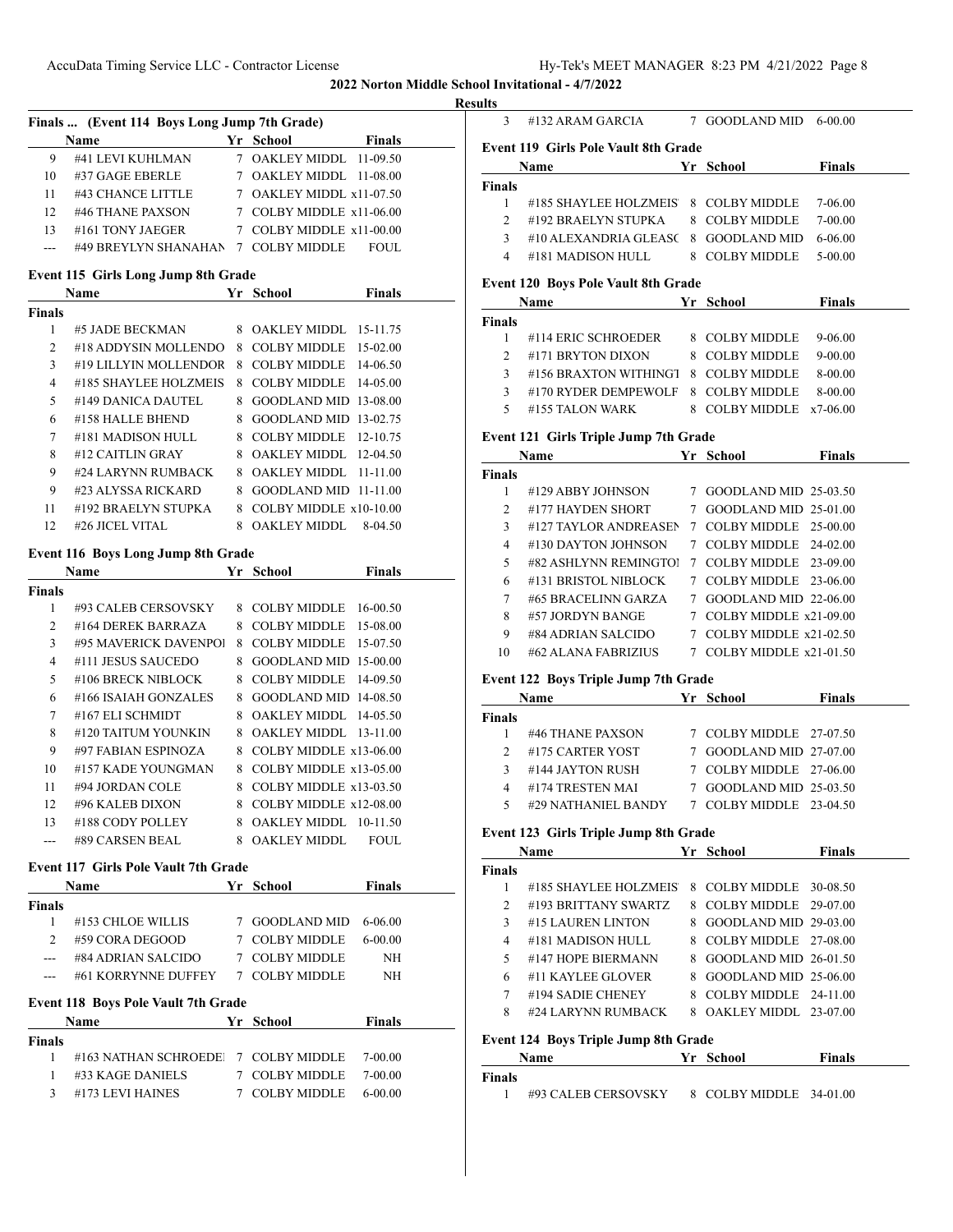## 2022 Norton Middle School Invitational - 4/7/2022

### Results

#### Finals ... (Event 114 Boys Long Jump 7th Grade)

| | Name | Yr | School | Finals |
|---|---|---|---|---|
| 9 | #41 LEVI KUHLMAN | 7 | OAKLEY MIDDL | 11-09.50 |
| 10 | #37 GAGE EBERLE | 7 | OAKLEY MIDDL | 11-08.00 |
| 11 | #43 CHANCE LITTLE | 7 | OAKLEY MIDDL | x11-07.50 |
| 12 | #46 THANE PAXSON | 7 | COLBY MIDDLE | x11-06.00 |
| 13 | #161 TONY JAEGER | 7 | COLBY MIDDLE | x11-00.00 |
| --- | #49 BREYLYN SHANAHAN | 7 | COLBY MIDDLE | FOUL |

#### Event 115 Girls Long Jump 8th Grade

| | Name | Yr | School | Finals |
|---|---|---|---|---|
| **Finals** | | | | |
| 1 | #5 JADE BECKMAN | 8 | OAKLEY MIDDL | 15-11.75 |
| 2 | #18 ADDYSIN MOLLENDO | 8 | COLBY MIDDLE | 15-02.00 |
| 3 | #19 LILLYIN MOLLENDOR | 8 | COLBY MIDDLE | 14-06.50 |
| 4 | #185 SHAYLEE HOLZMEIS | 8 | COLBY MIDDLE | 14-05.00 |
| 5 | #149 DANICA DAUTEL | 8 | GOODLAND MID | 13-08.00 |
| 6 | #158 HALLE BHEND | 8 | GOODLAND MID | 13-02.75 |
| 7 | #181 MADISON HULL | 8 | COLBY MIDDLE | 12-10.75 |
| 8 | #12 CAITLIN GRAY | 8 | OAKLEY MIDDL | 12-04.50 |
| 9 | #24 LARYNN RUMBACK | 8 | OAKLEY MIDDL | 11-11.00 |
| 9 | #23 ALYSSA RICKARD | 8 | GOODLAND MID | 11-11.00 |
| 11 | #192 BRAELYN STUPKA | 8 | COLBY MIDDLE | x10-10.00 |
| 12 | #26 JICEL VITAL | 8 | OAKLEY MIDDL | 8-04.50 |

#### Event 116 Boys Long Jump 8th Grade

| | Name | Yr | School | Finals |
|---|---|---|---|---|
| **Finals** | | | | |
| 1 | #93 CALEB CERSOVSKY | 8 | COLBY MIDDLE | 16-00.50 |
| 2 | #164 DEREK BARRAZA | 8 | COLBY MIDDLE | 15-08.00 |
| 3 | #95 MAVERICK DAVENPOI | 8 | COLBY MIDDLE | 15-07.50 |
| 4 | #111 JESUS SAUCEDO | 8 | GOODLAND MID | 15-00.00 |
| 5 | #106 BRECK NIBLOCK | 8 | COLBY MIDDLE | 14-09.50 |
| 6 | #166 ISAIAH GONZALES | 8 | GOODLAND MID | 14-08.50 |
| 7 | #167 ELI SCHMIDT | 8 | OAKLEY MIDDL | 14-05.50 |
| 8 | #120 TAITUM YOUNKIN | 8 | OAKLEY MIDDL | 13-11.00 |
| 9 | #97 FABIAN ESPINOZA | 8 | COLBY MIDDLE | x13-06.00 |
| 10 | #157 KADE YOUNGMAN | 8 | COLBY MIDDLE | x13-05.00 |
| 11 | #94 JORDAN COLE | 8 | COLBY MIDDLE | x13-03.50 |
| 12 | #96 KALEB DIXON | 8 | COLBY MIDDLE | x12-08.00 |
| 13 | #188 CODY POLLEY | 8 | OAKLEY MIDDL | 10-11.50 |
| --- | #89 CARSEN BEAL | 8 | OAKLEY MIDDL | FOUL |

#### Event 117 Girls Pole Vault 7th Grade

| | Name | Yr | School | Finals |
|---|---|---|---|---|
| **Finals** | | | | |
| 1 | #153 CHLOE WILLIS | 7 | GOODLAND MID | 6-06.00 |
| 2 | #59 CORA DEGOOD | 7 | COLBY MIDDLE | 6-00.00 |
| --- | #84 ADRIAN SALCIDO | 7 | COLBY MIDDLE | NH |
| --- | #61 KORRYNNE DUFFEY | 7 | COLBY MIDDLE | NH |

#### Event 118 Boys Pole Vault 7th Grade

| | Name | Yr | School | Finals |
|---|---|---|---|---|
| **Finals** | | | | |
| 1 | #163 NATHAN SCHROEDEI | 7 | COLBY MIDDLE | 7-00.00 |
| 1 | #33 KAGE DANIELS | 7 | COLBY MIDDLE | 7-00.00 |
| 3 | #173 LEVI HAINES | 7 | COLBY MIDDLE | 6-00.00 |
| 3 | #132 ARAM GARCIA | 7 | GOODLAND MID | 6-00.00 |

#### Event 119 Girls Pole Vault 8th Grade

| | Name | Yr | School | Finals |
|---|---|---|---|---|
| **Finals** | | | | |
| 1 | #185 SHAYLEE HOLZMEIS | 8 | COLBY MIDDLE | 7-06.00 |
| 2 | #192 BRAELYN STUPKA | 8 | COLBY MIDDLE | 7-00.00 |
| 3 | #10 ALEXANDRIA GLEASO | 8 | GOODLAND MID | 6-06.00 |
| 4 | #181 MADISON HULL | 8 | COLBY MIDDLE | 5-00.00 |

#### Event 120 Boys Pole Vault 8th Grade

| | Name | Yr | School | Finals |
|---|---|---|---|---|
| **Finals** | | | | |
| 1 | #114 ERIC SCHROEDER | 8 | COLBY MIDDLE | 9-06.00 |
| 2 | #171 BRYTON DIXON | 8 | COLBY MIDDLE | 9-00.00 |
| 3 | #156 BRAXTON WITHINGT | 8 | COLBY MIDDLE | 8-00.00 |
| 3 | #170 RYDER DEMPEWOLF | 8 | COLBY MIDDLE | 8-00.00 |
| 5 | #155 TALON WARK | 8 | COLBY MIDDLE | x7-06.00 |

#### Event 121 Girls Triple Jump 7th Grade

| | Name | Yr | School | Finals |
|---|---|---|---|---|
| **Finals** | | | | |
| 1 | #129 ABBY JOHNSON | 7 | GOODLAND MID | 25-03.50 |
| 2 | #177 HAYDEN SHORT | 7 | GOODLAND MID | 25-01.00 |
| 3 | #127 TAYLOR ANDREASEN | 7 | COLBY MIDDLE | 25-00.00 |
| 4 | #130 DAYTON JOHNSON | 7 | COLBY MIDDLE | 24-02.00 |
| 5 | #82 ASHLYNN REMINGTOI | 7 | COLBY MIDDLE | 23-09.00 |
| 6 | #131 BRISTOL NIBLOCK | 7 | COLBY MIDDLE | 23-06.00 |
| 7 | #65 BRACELINN GARZA | 7 | GOODLAND MID | 22-06.00 |
| 8 | #57 JORDYN BANGE | 7 | COLBY MIDDLE | x21-09.00 |
| 9 | #84 ADRIAN SALCIDO | 7 | COLBY MIDDLE | x21-02.50 |
| 10 | #62 ALANA FABRIZIUS | 7 | COLBY MIDDLE | x21-01.50 |

#### Event 122 Boys Triple Jump 7th Grade

| | Name | Yr | School | Finals |
|---|---|---|---|---|
| **Finals** | | | | |
| 1 | #46 THANE PAXSON | 7 | COLBY MIDDLE | 27-07.50 |
| 2 | #175 CARTER YOST | 7 | GOODLAND MID | 27-07.00 |
| 3 | #144 JAYTON RUSH | 7 | COLBY MIDDLE | 27-06.00 |
| 4 | #174 TRESTEN MAI | 7 | GOODLAND MID | 25-03.50 |
| 5 | #29 NATHANIEL BANDY | 7 | COLBY MIDDLE | 23-04.50 |

#### Event 123 Girls Triple Jump 8th Grade

| | Name | Yr | School | Finals |
|---|---|---|---|---|
| **Finals** | | | | |
| 1 | #185 SHAYLEE HOLZMEIS | 8 | COLBY MIDDLE | 30-08.50 |
| 2 | #193 BRITTANY SWARTZ | 8 | COLBY MIDDLE | 29-07.00 |
| 3 | #15 LAUREN LINTON | 8 | GOODLAND MID | 29-03.00 |
| 4 | #181 MADISON HULL | 8 | COLBY MIDDLE | 27-08.00 |
| 5 | #147 HOPE BIERMANN | 8 | GOODLAND MID | 26-01.50 |
| 6 | #11 KAYLEE GLOVER | 8 | GOODLAND MID | 25-06.00 |
| 7 | #194 SADIE CHENEY | 8 | COLBY MIDDLE | 24-11.00 |
| 8 | #24 LARYNN RUMBACK | 8 | OAKLEY MIDDL | 23-07.00 |

#### Event 124 Boys Triple Jump 8th Grade

| | Name | Yr | School | Finals |
|---|---|---|---|---|
| **Finals** | | | | |
| 1 | #93 CALEB CERSOVSKY | 8 | COLBY MIDDLE | 34-01.00 |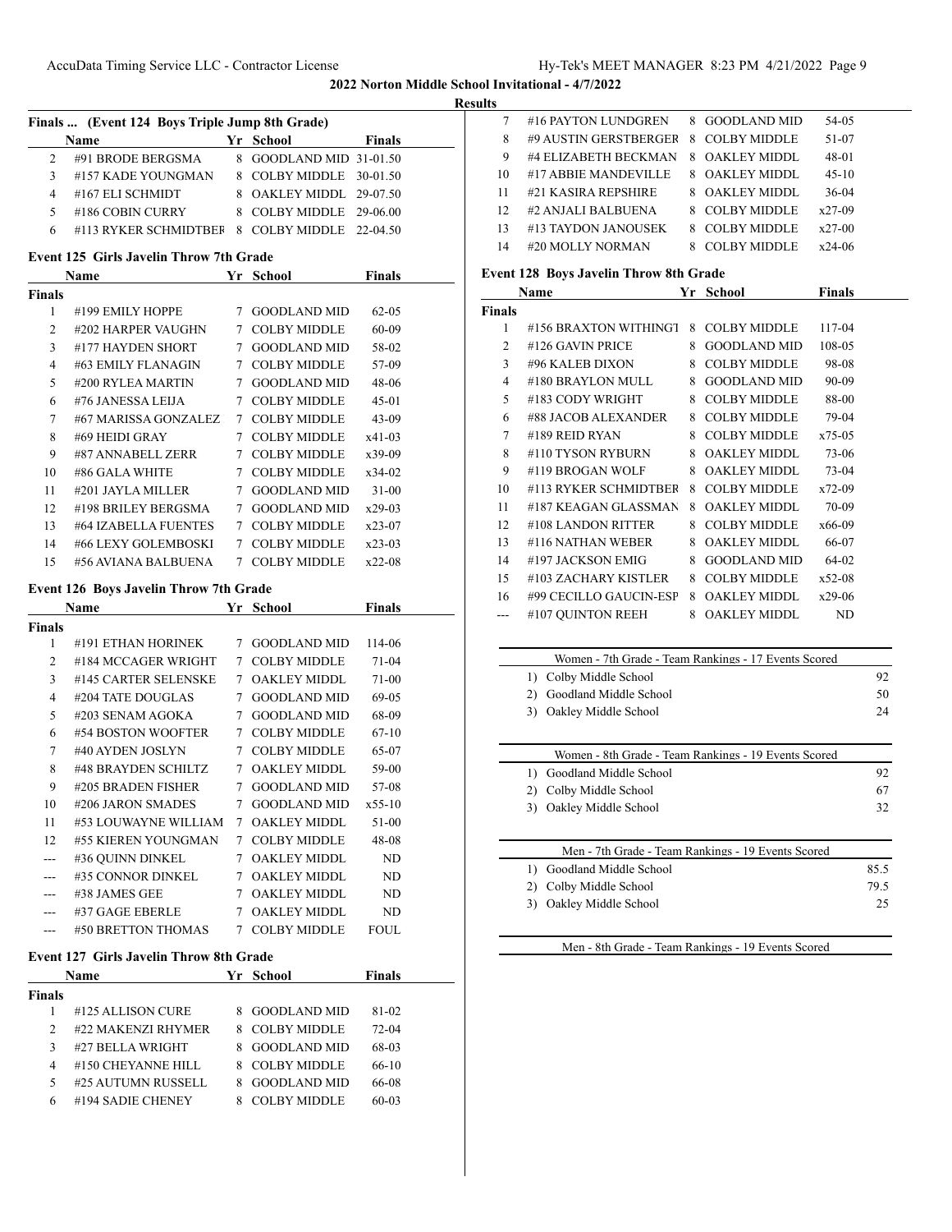## 2022 Norton Middle School Invitational - 4/7/2022

**Results**

### Finals ... (Event 124 Boys Triple Jump 8th Grade)

| | Name | Yr | School | Finals |
|---|---|---|---|---|
| 2 | #91 BRODE BERGSMA | 8 | GOODLAND MID | 31-01.50 |
| 3 | #157 KADE YOUNGMAN | 8 | COLBY MIDDLE | 30-01.50 |
| 4 | #167 ELI SCHMIDT | 8 | OAKLEY MIDDL | 29-07.50 |
| 5 | #186 COBIN CURRY | 8 | COLBY MIDDLE | 29-06.00 |
| 6 | #113 RYKER SCHMIDTBEF | 8 | COLBY MIDDLE | 22-04.50 |

### Event 125 Girls Javelin Throw 7th Grade

| | Name | Yr | School | Finals |
|---|---|---|---|---|
| **Finals** | | | | |
| 1 | #199 EMILY HOPPE | 7 | GOODLAND MID | 62-05 |
| 2 | #202 HARPER VAUGHN | 7 | COLBY MIDDLE | 60-09 |
| 3 | #177 HAYDEN SHORT | 7 | GOODLAND MID | 58-02 |
| 4 | #63 EMILY FLANAGIN | 7 | COLBY MIDDLE | 57-09 |
| 5 | #200 RYLEA MARTIN | 7 | GOODLAND MID | 48-06 |
| 6 | #76 JANESSA LEIJA | 7 | COLBY MIDDLE | 45-01 |
| 7 | #67 MARISSA GONZALEZ | 7 | COLBY MIDDLE | 43-09 |
| 8 | #69 HEIDI GRAY | 7 | COLBY MIDDLE | x41-03 |
| 9 | #87 ANNABELL ZERR | 7 | COLBY MIDDLE | x39-09 |
| 10 | #86 GALA WHITE | 7 | COLBY MIDDLE | x34-02 |
| 11 | #201 JAYLA MILLER | 7 | GOODLAND MID | 31-00 |
| 12 | #198 BRILEY BERGSMA | 7 | GOODLAND MID | x29-03 |
| 13 | #64 IZABELLA FUENTES | 7 | COLBY MIDDLE | x23-07 |
| 14 | #66 LEXY GOLEMBOSKI | 7 | COLBY MIDDLE | x23-03 |
| 15 | #56 AVIANA BALBUENA | 7 | COLBY MIDDLE | x22-08 |

### Event 126 Boys Javelin Throw 7th Grade

| | Name | Yr | School | Finals |
|---|---|---|---|---|
| **Finals** | | | | |
| 1 | #191 ETHAN HORINEK | 7 | GOODLAND MID | 114-06 |
| 2 | #184 MCCAGER WRIGHT | 7 | COLBY MIDDLE | 71-04 |
| 3 | #145 CARTER SELENSKE | 7 | OAKLEY MIDDL | 71-00 |
| 4 | #204 TATE DOUGLAS | 7 | GOODLAND MID | 69-05 |
| 5 | #203 SENAM AGOKA | 7 | GOODLAND MID | 68-09 |
| 6 | #54 BOSTON WOOFTER | 7 | COLBY MIDDLE | 67-10 |
| 7 | #40 AYDEN JOSLYN | 7 | COLBY MIDDLE | 65-07 |
| 8 | #48 BRAYDEN SCHILTZ | 7 | OAKLEY MIDDL | 59-00 |
| 9 | #205 BRADEN FISHER | 7 | GOODLAND MID | 57-08 |
| 10 | #206 JARON SMADES | 7 | GOODLAND MID | x55-10 |
| 11 | #53 LOUWAYNE WILLIAM | 7 | OAKLEY MIDDL | 51-00 |
| 12 | #55 KIEREN YOUNGMAN | 7 | COLBY MIDDLE | 48-08 |
| --- | #36 QUINN DINKEL | 7 | OAKLEY MIDDL | ND |
| --- | #35 CONNOR DINKEL | 7 | OAKLEY MIDDL | ND |
| --- | #38 JAMES GEE | 7 | OAKLEY MIDDL | ND |
| --- | #37 GAGE EBERLE | 7 | OAKLEY MIDDL | ND |
| --- | #50 BRETTON THOMAS | 7 | COLBY MIDDLE | FOUL |

### Event 127 Girls Javelin Throw 8th Grade

| | Name | Yr | School | Finals |
|---|---|---|---|---|
| **Finals** | | | | |
| 1 | #125 ALLISON CURE | 8 | GOODLAND MID | 81-02 |
| 2 | #22 MAKENZI RHYMER | 8 | COLBY MIDDLE | 72-04 |
| 3 | #27 BELLA WRIGHT | 8 | GOODLAND MID | 68-03 |
| 4 | #150 CHEYANNE HILL | 8 | COLBY MIDDLE | 66-10 |
| 5 | #25 AUTUMN RUSSELL | 8 | GOODLAND MID | 66-08 |
| 6 | #194 SADIE CHENEY | 8 | COLBY MIDDLE | 60-03 |
| 7 | #16 PAYTON LUNDGREN | 8 | GOODLAND MID | 54-05 |
| 8 | #9 AUSTIN GERSTBERGER | 8 | COLBY MIDDLE | 51-07 |
| 9 | #4 ELIZABETH BECKMAN | 8 | OAKLEY MIDDL | 48-01 |
| 10 | #17 ABBIE MANDEVILLE | 8 | OAKLEY MIDDL | 45-10 |
| 11 | #21 KASIRA REPSHIRE | 8 | OAKLEY MIDDL | 36-04 |
| 12 | #2 ANJALI BALBUENA | 8 | COLBY MIDDLE | x27-09 |
| 13 | #13 TAYDON JANOUSEK | 8 | COLBY MIDDLE | x27-00 |
| 14 | #20 MOLLY NORMAN | 8 | COLBY MIDDLE | x24-06 |

### Event 128 Boys Javelin Throw 8th Grade

| | Name | Yr | School | Finals |
|---|---|---|---|---|
| **Finals** | | | | |
| 1 | #156 BRAXTON WITHINGT | 8 | COLBY MIDDLE | 117-04 |
| 2 | #126 GAVIN PRICE | 8 | GOODLAND MID | 108-05 |
| 3 | #96 KALEB DIXON | 8 | COLBY MIDDLE | 98-08 |
| 4 | #180 BRAYLON MULL | 8 | GOODLAND MID | 90-09 |
| 5 | #183 CODY WRIGHT | 8 | COLBY MIDDLE | 88-00 |
| 6 | #88 JACOB ALEXANDER | 8 | COLBY MIDDLE | 79-04 |
| 7 | #189 REID RYAN | 8 | COLBY MIDDLE | x75-05 |
| 8 | #110 TYSON RYBURN | 8 | OAKLEY MIDDL | 73-06 |
| 9 | #119 BROGAN WOLF | 8 | OAKLEY MIDDL | 73-04 |
| 10 | #113 RYKER SCHMIDTBER | 8 | COLBY MIDDLE | x72-09 |
| 11 | #187 KEAGAN GLASSMAN | 8 | OAKLEY MIDDL | 70-09 |
| 12 | #108 LANDON RITTER | 8 | COLBY MIDDLE | x66-09 |
| 13 | #116 NATHAN WEBER | 8 | OAKLEY MIDDL | 66-07 |
| 14 | #197 JACKSON EMIG | 8 | GOODLAND MID | 64-02 |
| 15 | #103 ZACHARY KISTLER | 8 | COLBY MIDDLE | x52-08 |
| 16 | #99 CECILLO GAUCIN-ESP | 8 | OAKLEY MIDDL | x29-06 |
| --- | #107 QUINTON REEH | 8 | OAKLEY MIDDL | ND |

| Women - 7th Grade - Team Rankings - 17 Events Scored | |
|---|---|
| 1) Colby Middle School | 92 |
| 2) Goodland Middle School | 50 |
| 3) Oakley Middle School | 24 |

| Women - 8th Grade - Team Rankings - 19 Events Scored | |
|---|---|
| 1) Goodland Middle School | 92 |
| 2) Colby Middle School | 67 |
| 3) Oakley Middle School | 32 |

| Men - 7th Grade - Team Rankings - 19 Events Scored | |
|---|---|
| 1) Goodland Middle School | 85.5 |
| 2) Colby Middle School | 79.5 |
| 3) Oakley Middle School | 25 |

Men - 8th Grade - Team Rankings - 19 Events Scored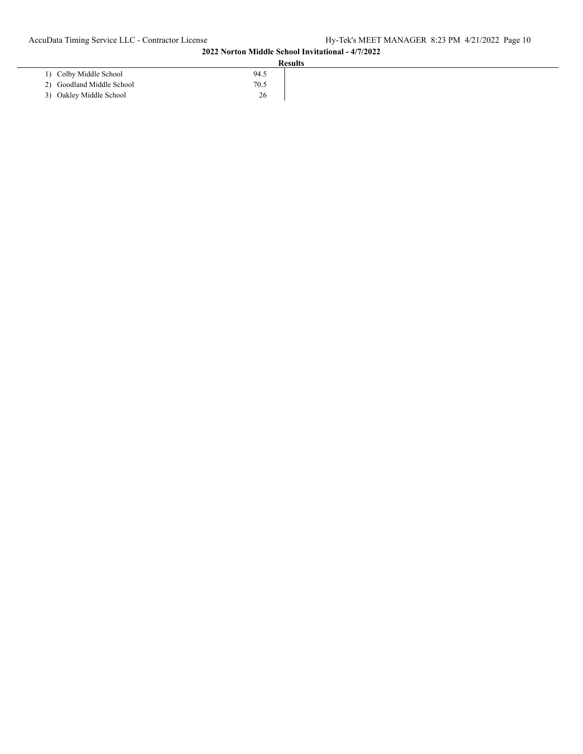**Results**

| | |
|---|---|
| 1) Colby Middle School | 94.5 |
| 2) Goodland Middle School | 70.5 |
| 3) Oakley Middle School | 26 |